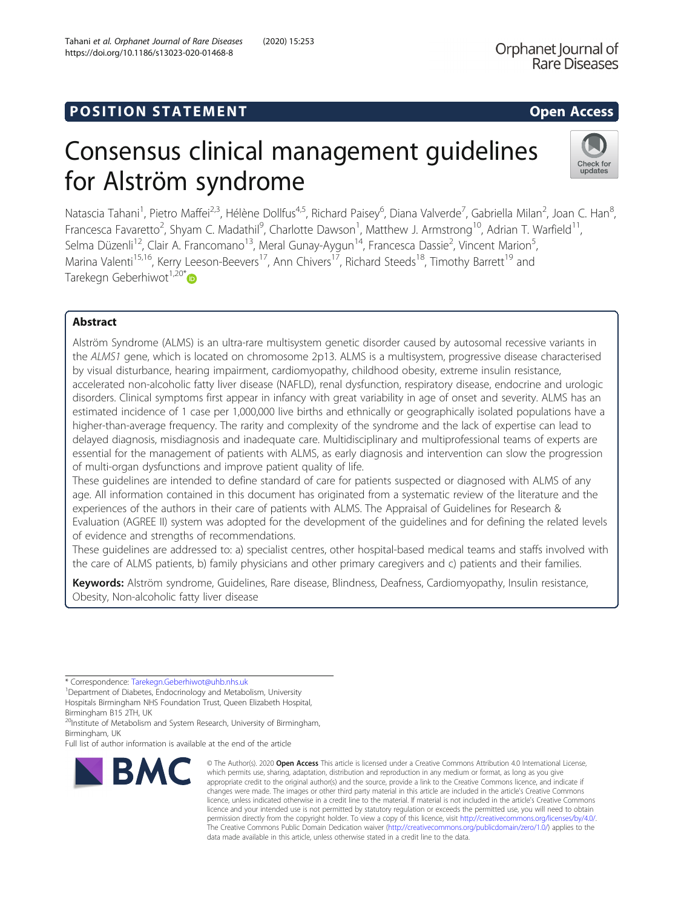POSITION STATEMENT

Open Access

# Consensus clinical management guidelines for Alström syndrome

Natascia Tahani[1], Pietro Maffei[2,3], Hélène Dollfus[4,5], Richard Paisey[6], Diana Valverde[7], Gabriella Milan[2], Joan C. Han[8], Francesca Favaretto[2], Shyam C. Madathil[9], Charlotte Dawson[1], Matthew J. Armstrong[10], Adrian T. Warfield[11], Selma Düzenli[12], Clair A. Francomano[13], Meral Gunay-Aygun[14], Francesca Dassie[2], Vincent Marion[5], Marina Valenti[15,16], Kerry Leeson-Beevers[17], Ann Chivers[17], Richard Steeds[18], Timothy Barrett[19] and Tarekegn Geberhiwot[1,20*]

## Abstract

Alström Syndrome (ALMS) is an ultra-rare multisystem genetic disorder caused by autosomal recessive variants in the *ALMS1* gene, which is located on chromosome 2p13. ALMS is a multisystem, progressive disease characterised by visual disturbance, hearing impairment, cardiomyopathy, childhood obesity, extreme insulin resistance, accelerated non-alcoholic fatty liver disease (NAFLD), renal dysfunction, respiratory disease, endocrine and urologic disorders. Clinical symptoms first appear in infancy with great variability in age of onset and severity. ALMS has an estimated incidence of 1 case per 1,000,000 live births and ethnically or geographically isolated populations have a higher-than-average frequency. The rarity and complexity of the syndrome and the lack of expertise can lead to delayed diagnosis, misdiagnosis and inadequate care. Multidisciplinary and multiprofessional teams of experts are essential for the management of patients with ALMS, as early diagnosis and intervention can slow the progression of multi-organ dysfunctions and improve patient quality of life.

These guidelines are intended to define standard of care for patients suspected or diagnosed with ALMS of any age. All information contained in this document has originated from a systematic review of the literature and the experiences of the authors in their care of patients with ALMS. The Appraisal of Guidelines for Research & Evaluation (AGREE II) system was adopted for the development of the guidelines and for defining the related levels of evidence and strengths of recommendations.

These guidelines are addressed to: a) specialist centres, other hospital-based medical teams and staffs involved with the care of ALMS patients, b) family physicians and other primary caregivers and c) patients and their families.

**Keywords:** Alström syndrome, Guidelines, Rare disease, Blindness, Deafness, Cardiomyopathy, Insulin resistance, Obesity, Non-alcoholic fatty liver disease

\* Correspondence: Tarekegn.Geberhiwot@uhb.nhs.uk

[1]Department of Diabetes, Endocrinology and Metabolism, University Hospitals Birmingham NHS Foundation Trust, Queen Elizabeth Hospital, Birmingham B15 2TH, UK

[20]Institute of Metabolism and System Research, University of Birmingham, Birmingham, UK

Full list of author information is available at the end of the article

© The Author(s). 2020 **Open Access** This article is licensed under a Creative Commons Attribution 4.0 International License, which permits use, sharing, adaptation, distribution and reproduction in any medium or format, as long as you give appropriate credit to the original author(s) and the source, provide a link to the Creative Commons licence, and indicate if changes were made. The images or other third party material in this article are included in the article's Creative Commons licence, unless indicated otherwise in a credit line to the material. If material is not included in the article's Creative Commons licence and your intended use is not permitted by statutory regulation or exceeds the permitted use, you will need to obtain permission directly from the copyright holder. To view a copy of this licence, visit http://creativecommons.org/licenses/by/4.0/. The Creative Commons Public Domain Dedication waiver (http://creativecommons.org/publicdomain/zero/1.0/) applies to the data made available in this article, unless otherwise stated in a credit line to the data.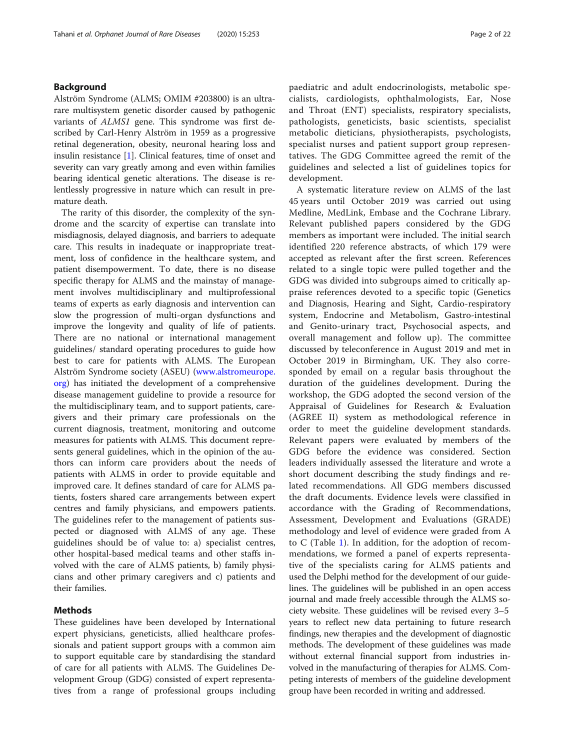## Background

Alström Syndrome (ALMS; OMIM #203800) is an ultra-rare multisystem genetic disorder caused by pathogenic variants of *ALMS1* gene. This syndrome was first described by Carl-Henry Alström in 1959 as a progressive retinal degeneration, obesity, neuronal hearing loss and insulin resistance [1]. Clinical features, time of onset and severity can vary greatly among and even within families bearing identical genetic alterations. The disease is relentlessly progressive in nature which can result in premature death.

The rarity of this disorder, the complexity of the syndrome and the scarcity of expertise can translate into misdiagnosis, delayed diagnosis, and barriers to adequate care. This results in inadequate or inappropriate treatment, loss of confidence in the healthcare system, and patient disempowerment. To date, there is no disease specific therapy for ALMS and the mainstay of management involves multidisciplinary and multiprofessional teams of experts as early diagnosis and intervention can slow the progression of multi-organ dysfunctions and improve the longevity and quality of life of patients. There are no national or international management guidelines/ standard operating procedures to guide how best to care for patients with ALMS. The European Alström Syndrome society (ASEU) (www.alstromeurope.org) has initiated the development of a comprehensive disease management guideline to provide a resource for the multidisciplinary team, and to support patients, caregivers and their primary care professionals on the current diagnosis, treatment, monitoring and outcome measures for patients with ALMS. This document represents general guidelines, which in the opinion of the authors can inform care providers about the needs of patients with ALMS in order to provide equitable and improved care. It defines standard of care for ALMS patients, fosters shared care arrangements between expert centres and family physicians, and empowers patients. The guidelines refer to the management of patients suspected or diagnosed with ALMS of any age. These guidelines should be of value to: a) specialist centres, other hospital-based medical teams and other staffs involved with the care of ALMS patients, b) family physicians and other primary caregivers and c) patients and their families.

## Methods

These guidelines have been developed by International expert physicians, geneticists, allied healthcare professionals and patient support groups with a common aim to support equitable care by standardising the standard of care for all patients with ALMS. The Guidelines Development Group (GDG) consisted of expert representatives from a range of professional groups including paediatric and adult endocrinologists, metabolic specialists, cardiologists, ophthalmologists, Ear, Nose and Throat (ENT) specialists, respiratory specialists, pathologists, geneticists, basic scientists, specialist metabolic dieticians, physiotherapists, psychologists, specialist nurses and patient support group representatives. The GDG Committee agreed the remit of the guidelines and selected a list of guidelines topics for development.

A systematic literature review on ALMS of the last 45 years until October 2019 was carried out using Medline, MedLink, Embase and the Cochrane Library. Relevant published papers considered by the GDG members as important were included. The initial search identified 220 reference abstracts, of which 179 were accepted as relevant after the first screen. References related to a single topic were pulled together and the GDG was divided into subgroups aimed to critically appraise references devoted to a specific topic (Genetics and Diagnosis, Hearing and Sight, Cardio-respiratory system, Endocrine and Metabolism, Gastro-intestinal and Genito-urinary tract, Psychosocial aspects, and overall management and follow up). The committee discussed by teleconference in August 2019 and met in October 2019 in Birmingham, UK. They also corresponded by email on a regular basis throughout the duration of the guidelines development. During the workshop, the GDG adopted the second version of the Appraisal of Guidelines for Research & Evaluation (AGREE II) system as methodological reference in order to meet the guideline development standards. Relevant papers were evaluated by members of the GDG before the evidence was considered. Section leaders individually assessed the literature and wrote a short document describing the study findings and related recommendations. All GDG members discussed the draft documents. Evidence levels were classified in accordance with the Grading of Recommendations, Assessment, Development and Evaluations (GRADE) methodology and level of evidence were graded from A to C (Table 1). In addition, for the adoption of recommendations, we formed a panel of experts representative of the specialists caring for ALMS patients and used the Delphi method for the development of our guidelines. The guidelines will be published in an open access journal and made freely accessible through the ALMS society website. These guidelines will be revised every 3–5 years to reflect new data pertaining to future research findings, new therapies and the development of diagnostic methods. The development of these guidelines was made without external financial support from industries involved in the manufacturing of therapies for ALMS. Competing interests of members of the guideline development group have been recorded in writing and addressed.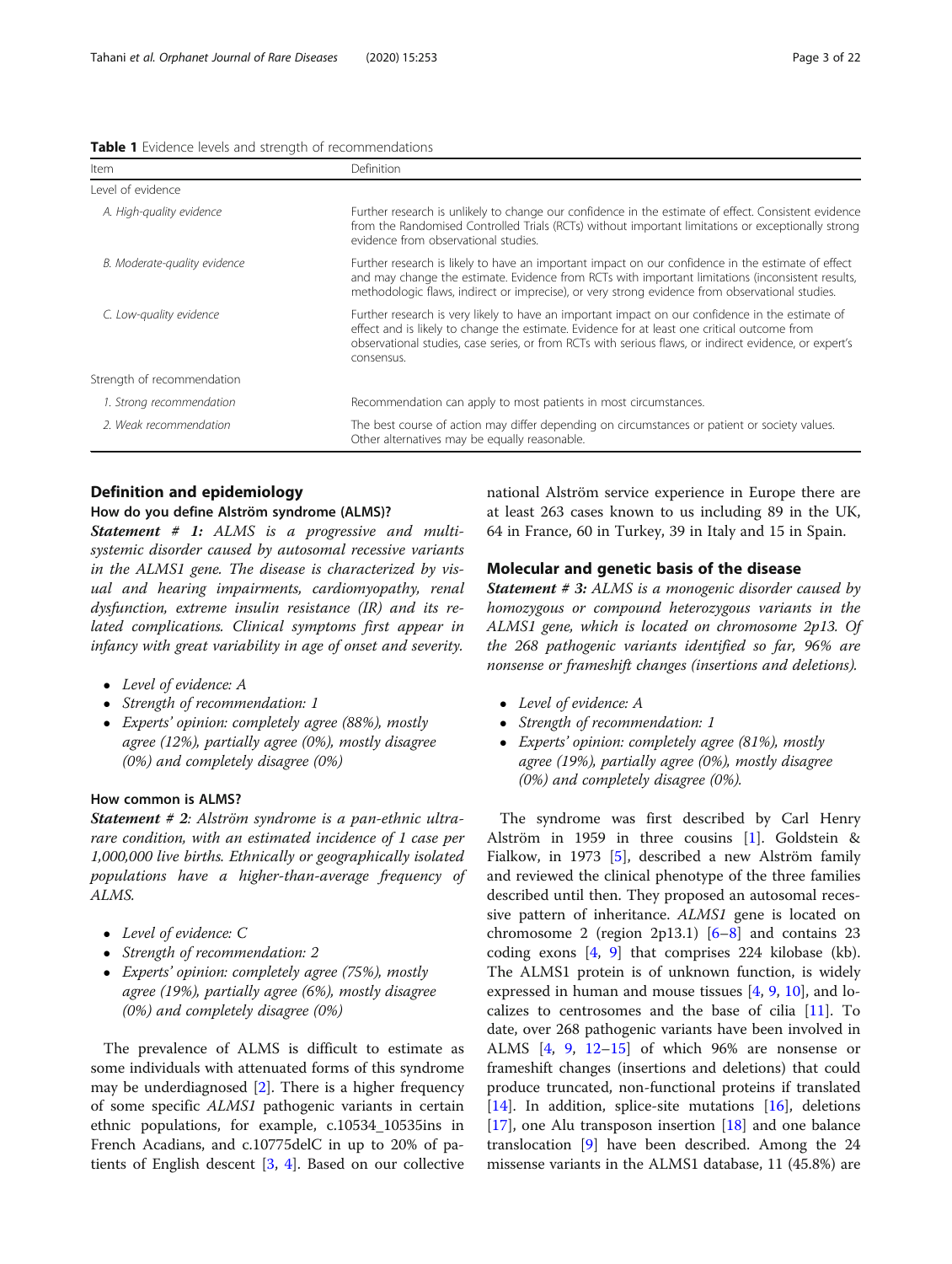**Table 1** Evidence levels and strength of recommendations

| Item | Definition |
|---|---|
| Level of evidence | |
| *A. High-quality evidence* | Further research is unlikely to change our confidence in the estimate of effect. Consistent evidence from the Randomised Controlled Trials (RCTs) without important limitations or exceptionally strong evidence from observational studies. |
| *B. Moderate-quality evidence* | Further research is likely to have an important impact on our confidence in the estimate of effect and may change the estimate. Evidence from RCTs with important limitations (inconsistent results, methodologic flaws, indirect or imprecise), or very strong evidence from observational studies. |
| *C. Low-quality evidence* | Further research is very likely to have an important impact on our confidence in the estimate of effect and is likely to change the estimate. Evidence for at least one critical outcome from observational studies, case series, or from RCTs with serious flaws, or indirect evidence, or expert's consensus. |
| Strength of recommendation | |
| *1. Strong recommendation* | Recommendation can apply to most patients in most circumstances. |
| *2. Weak recommendation* | The best course of action may differ depending on circumstances or patient or society values. Other alternatives may be equally reasonable. |

## Definition and epidemiology

### How do you define Alström syndrome (ALMS)?

***Statement # 1:*** *ALMS is a progressive and multisystemic disorder caused by autosomal recessive variants in the ALMS1 gene. The disease is characterized by visual and hearing impairments, cardiomyopathy, renal dysfunction, extreme insulin resistance (IR) and its related complications. Clinical symptoms first appear in infancy with great variability in age of onset and severity.*

- *Level of evidence: A*
- *Strength of recommendation: 1*
- *Experts' opinion: completely agree (88%), mostly agree (12%), partially agree (0%), mostly disagree (0%) and completely disagree (0%)*

### How common is ALMS?

***Statement # 2****: Alström syndrome is a pan-ethnic ultra-rare condition, with an estimated incidence of 1 case per 1,000,000 live births. Ethnically or geographically isolated populations have a higher-than-average frequency of ALMS.*

- *Level of evidence: C*
- *Strength of recommendation: 2*
- *Experts' opinion: completely agree (75%), mostly agree (19%), partially agree (6%), mostly disagree (0%) and completely disagree (0%)*

The prevalence of ALMS is difficult to estimate as some individuals with attenuated forms of this syndrome may be underdiagnosed [2]. There is a higher frequency of some specific *ALMS1* pathogenic variants in certain ethnic populations, for example, c.10534_10535ins in French Acadians, and c.10775delC in up to 20% of patients of English descent [3, 4]. Based on our collective national Alström service experience in Europe there are at least 263 cases known to us including 89 in the UK, 64 in France, 60 in Turkey, 39 in Italy and 15 in Spain.

## Molecular and genetic basis of the disease

***Statement # 3:*** *ALMS is a monogenic disorder caused by homozygous or compound heterozygous variants in the ALMS1 gene, which is located on chromosome 2p13. Of the 268 pathogenic variants identified so far, 96% are nonsense or frameshift changes (insertions and deletions).*

- *Level of evidence: A*
- *Strength of recommendation: 1*
- *Experts' opinion: completely agree (81%), mostly agree (19%), partially agree (0%), mostly disagree (0%) and completely disagree (0%).*

The syndrome was first described by Carl Henry Alström in 1959 in three cousins [1]. Goldstein & Fialkow, in 1973 [5], described a new Alström family and reviewed the clinical phenotype of the three families described until then. They proposed an autosomal recessive pattern of inheritance. *ALMS1* gene is located on chromosome 2 (region 2p13.1) [6–8] and contains 23 coding exons [4, 9] that comprises 224 kilobase (kb). The ALMS1 protein is of unknown function, is widely expressed in human and mouse tissues [4, 9, 10], and localizes to centrosomes and the base of cilia [11]. To date, over 268 pathogenic variants have been involved in ALMS [4, 9, 12–15] of which 96% are nonsense or frameshift changes (insertions and deletions) that could produce truncated, non-functional proteins if translated [14]. In addition, splice-site mutations [16], deletions [17], one Alu transposon insertion [18] and one balance translocation [9] have been described. Among the 24 missense variants in the ALMS1 database, 11 (45.8%) are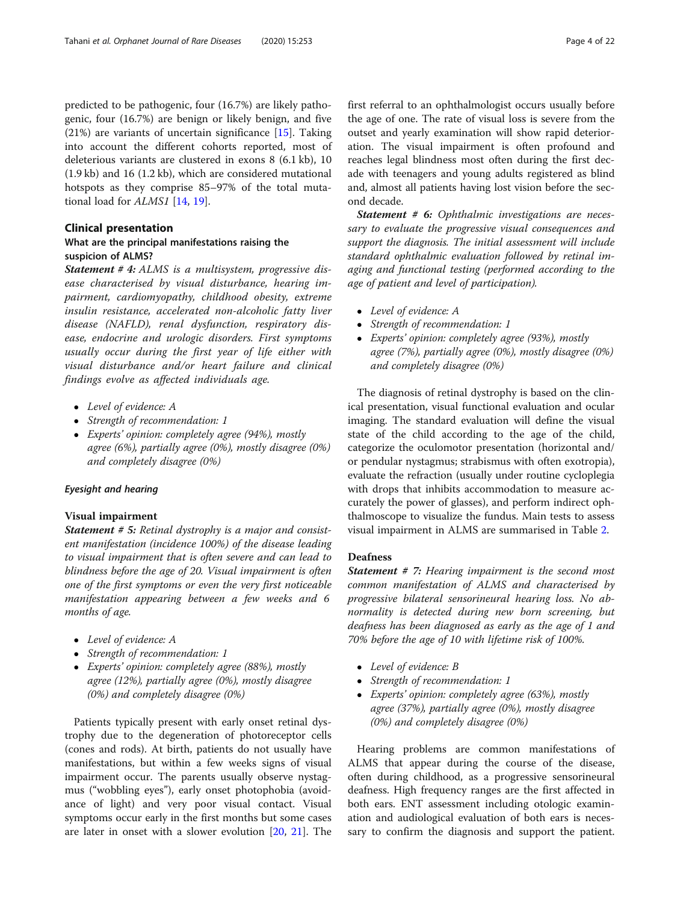predicted to be pathogenic, four (16.7%) are likely pathogenic, four (16.7%) are benign or likely benign, and five (21%) are variants of uncertain significance [15]. Taking into account the different cohorts reported, most of deleterious variants are clustered in exons 8 (6.1 kb), 10 (1.9 kb) and 16 (1.2 kb), which are considered mutational hotspots as they comprise 85–97% of the total mutational load for *ALMS1* [14, 19].

## Clinical presentation

### What are the principal manifestations raising the suspicion of ALMS?

***Statement # 4:*** *ALMS is a multisystem, progressive disease characterised by visual disturbance, hearing impairment, cardiomyopathy, childhood obesity, extreme insulin resistance, accelerated non-alcoholic fatty liver disease (NAFLD), renal dysfunction, respiratory disease, endocrine and urologic disorders. First symptoms usually occur during the first year of life either with visual disturbance and/or heart failure and clinical findings evolve as affected individuals age.*

- *Level of evidence: A*
- *Strength of recommendation: 1*
- *Experts' opinion: completely agree (94%), mostly agree (6%), partially agree (0%), mostly disagree (0%) and completely disagree (0%)*

#### *Eyesight and hearing*

#### Visual impairment

***Statement # 5:*** *Retinal dystrophy is a major and consistent manifestation (incidence 100%) of the disease leading to visual impairment that is often severe and can lead to blindness before the age of 20. Visual impairment is often one of the first symptoms or even the very first noticeable manifestation appearing between a few weeks and 6 months of age.*

- *Level of evidence: A*
- *Strength of recommendation: 1*
- *Experts' opinion: completely agree (88%), mostly agree (12%), partially agree (0%), mostly disagree (0%) and completely disagree (0%)*

Patients typically present with early onset retinal dystrophy due to the degeneration of photoreceptor cells (cones and rods). At birth, patients do not usually have manifestations, but within a few weeks signs of visual impairment occur. The parents usually observe nystagmus ("wobbling eyes"), early onset photophobia (avoidance of light) and very poor visual contact. Visual symptoms occur early in the first months but some cases are later in onset with a slower evolution [20, 21]. The first referral to an ophthalmologist occurs usually before the age of one. The rate of visual loss is severe from the outset and yearly examination will show rapid deterioration. The visual impairment is often profound and reaches legal blindness most often during the first decade with teenagers and young adults registered as blind and, almost all patients having lost vision before the second decade.

***Statement # 6:*** *Ophthalmic investigations are necessary to evaluate the progressive visual consequences and support the diagnosis. The initial assessment will include standard ophthalmic evaluation followed by retinal imaging and functional testing (performed according to the age of patient and level of participation).*

- *Level of evidence: A*
- *Strength of recommendation: 1*
- *Experts' opinion: completely agree (93%), mostly agree (7%), partially agree (0%), mostly disagree (0%) and completely disagree (0%)*

The diagnosis of retinal dystrophy is based on the clinical presentation, visual functional evaluation and ocular imaging. The standard evaluation will define the visual state of the child according to the age of the child, categorize the oculomotor presentation (horizontal and/or pendular nystagmus; strabismus with often exotropia), evaluate the refraction (usually under routine cycloplegia with drops that inhibits accommodation to measure accurately the power of glasses), and perform indirect ophthalmoscope to visualize the fundus. Main tests to assess visual impairment in ALMS are summarised in Table 2.

#### Deafness

***Statement # 7:*** *Hearing impairment is the second most common manifestation of ALMS and characterised by progressive bilateral sensorineural hearing loss. No abnormality is detected during new born screening, but deafness has been diagnosed as early as the age of 1 and 70% before the age of 10 with lifetime risk of 100%.*

- *Level of evidence: B*
- *Strength of recommendation: 1*
- *Experts' opinion: completely agree (63%), mostly agree (37%), partially agree (0%), mostly disagree (0%) and completely disagree (0%)*

Hearing problems are common manifestations of ALMS that appear during the course of the disease, often during childhood, as a progressive sensorineural deafness. High frequency ranges are the first affected in both ears. ENT assessment including otologic examination and audiological evaluation of both ears is necessary to confirm the diagnosis and support the patient.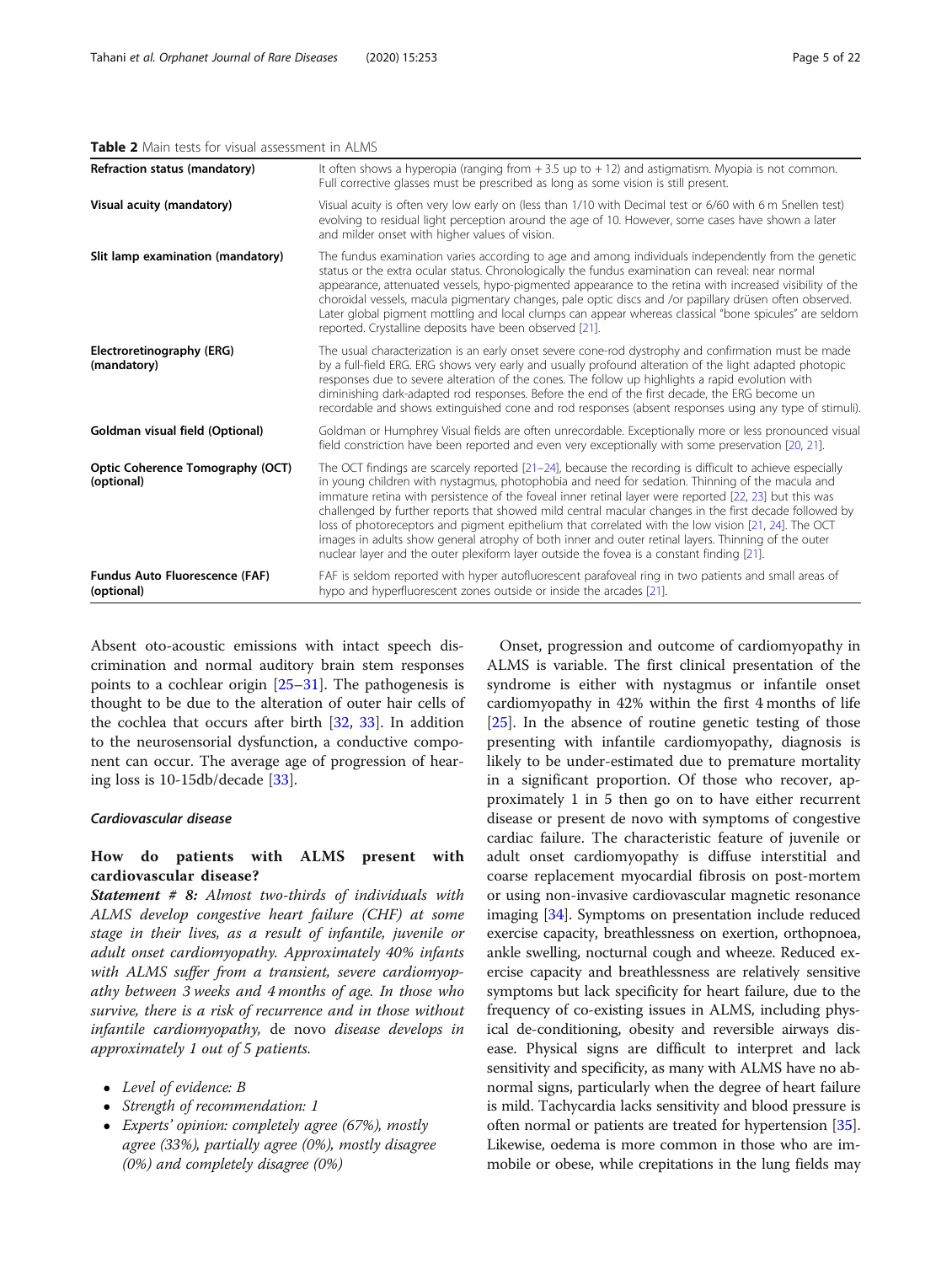**Table 2** Main tests for visual assessment in ALMS

| | |
|---|---|
| **Refraction status (mandatory)** | It often shows a hyperopia (ranging from + 3.5 up to + 12) and astigmatism. Myopia is not common. Full corrective glasses must be prescribed as long as some vision is still present. |
| **Visual acuity (mandatory)** | Visual acuity is often very low early on (less than 1/10 with Decimal test or 6/60 with 6 m Snellen test) evolving to residual light perception around the age of 10. However, some cases have shown a later and milder onset with higher values of vision. |
| **Slit lamp examination (mandatory)** | The fundus examination varies according to age and among individuals independently from the genetic status or the extra ocular status. Chronologically the fundus examination can reveal: near normal appearance, attenuated vessels, hypo-pigmented appearance to the retina with increased visibility of the choroidal vessels, macula pigmentary changes, pale optic discs and /or papillary drüsen often observed. Later global pigment mottling and local clumps can appear whereas classical "bone spicules" are seldom reported. Crystalline deposits have been observed [21]. |
| **Electroretinography (ERG) (mandatory)** | The usual characterization is an early onset severe cone-rod dystrophy and confirmation must be made by a full-field ERG. ERG shows very early and usually profound alteration of the light adapted photopic responses due to severe alteration of the cones. The follow up highlights a rapid evolution with diminishing dark-adapted rod responses. Before the end of the first decade, the ERG become un recordable and shows extinguished cone and rod responses (absent responses using any type of stimuli). |
| **Goldman visual field (Optional)** | Goldman or Humphrey Visual fields are often unrecordable. Exceptionally more or less pronounced visual field constriction have been reported and even very exceptionally with some preservation [20, 21]. |
| **Optic Coherence Tomography (OCT) (optional)** | The OCT findings are scarcely reported [21–24], because the recording is difficult to achieve especially in young children with nystagmus, photophobia and need for sedation. Thinning of the macula and immature retina with persistence of the foveal inner retinal layer were reported [22, 23] but this was challenged by further reports that showed mild central macular changes in the first decade followed by loss of photoreceptors and pigment epithelium that correlated with the low vision [21, 24]. The OCT images in adults show general atrophy of both inner and outer retinal layers. Thinning of the outer nuclear layer and the outer plexiform layer outside the fovea is a constant finding [21]. |
| **Fundus Auto Fluorescence (FAF) (optional)** | FAF is seldom reported with hyper autofluorescent parafoveal ring in two patients and small areas of hypo and hyperfluorescent zones outside or inside the arcades [21]. |

Absent oto-acoustic emissions with intact speech discrimination and normal auditory brain stem responses points to a cochlear origin [25–31]. The pathogenesis is thought to be due to the alteration of outer hair cells of the cochlea that occurs after birth [32, 33]. In addition to the neurosensorial dysfunction, a conductive component can occur. The average age of progression of hearing loss is 10-15db/decade [33].

#### *Cardiovascular disease*

### How do patients with ALMS present with cardiovascular disease?

***Statement # 8:*** *Almost two-thirds of individuals with ALMS develop congestive heart failure (CHF) at some stage in their lives, as a result of infantile, juvenile or adult onset cardiomyopathy. Approximately 40% infants with ALMS suffer from a transient, severe cardiomyopathy between 3 weeks and 4 months of age. In those who survive, there is a risk of recurrence and in those without infantile cardiomyopathy,* de novo *disease develops in approximately 1 out of 5 patients.*

- *Level of evidence: B*
- *Strength of recommendation: 1*
- *Experts' opinion: completely agree (67%), mostly agree (33%), partially agree (0%), mostly disagree (0%) and completely disagree (0%)*

Onset, progression and outcome of cardiomyopathy in ALMS is variable. The first clinical presentation of the syndrome is either with nystagmus or infantile onset cardiomyopathy in 42% within the first 4 months of life [25]. In the absence of routine genetic testing of those presenting with infantile cardiomyopathy, diagnosis is likely to be under-estimated due to premature mortality in a significant proportion. Of those who recover, approximately 1 in 5 then go on to have either recurrent disease or present de novo with symptoms of congestive cardiac failure. The characteristic feature of juvenile or adult onset cardiomyopathy is diffuse interstitial and coarse replacement myocardial fibrosis on post-mortem or using non-invasive cardiovascular magnetic resonance imaging [34]. Symptoms on presentation include reduced exercise capacity, breathlessness on exertion, orthopnoea, ankle swelling, nocturnal cough and wheeze. Reduced exercise capacity and breathlessness are relatively sensitive symptoms but lack specificity for heart failure, due to the frequency of co-existing issues in ALMS, including physical de-conditioning, obesity and reversible airways disease. Physical signs are difficult to interpret and lack sensitivity and specificity, as many with ALMS have no abnormal signs, particularly when the degree of heart failure is mild. Tachycardia lacks sensitivity and blood pressure is often normal or patients are treated for hypertension [35]. Likewise, oedema is more common in those who are immobile or obese, while crepitations in the lung fields may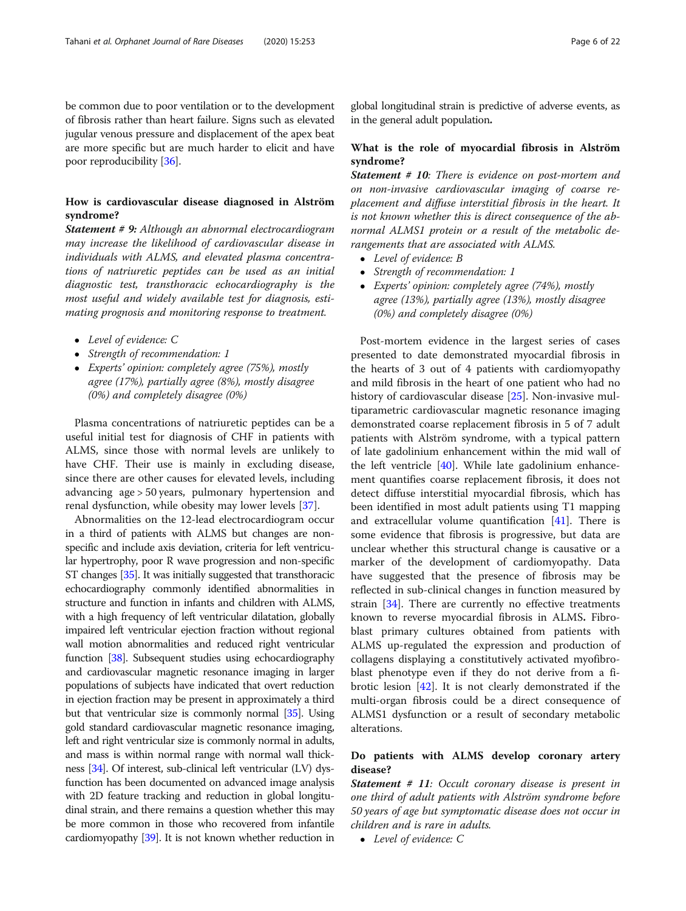be common due to poor ventilation or to the development of fibrosis rather than heart failure. Signs such as elevated jugular venous pressure and displacement of the apex beat are more specific but are much harder to elicit and have poor reproducibility [36].

### How is cardiovascular disease diagnosed in Alström syndrome?

***Statement # 9:*** *Although an abnormal electrocardiogram may increase the likelihood of cardiovascular disease in individuals with ALMS, and elevated plasma concentrations of natriuretic peptides can be used as an initial diagnostic test, transthoracic echocardiography is the most useful and widely available test for diagnosis, estimating prognosis and monitoring response to treatment.*

- *Level of evidence: C*
- *Strength of recommendation: 1*
- *Experts' opinion: completely agree (75%), mostly agree (17%), partially agree (8%), mostly disagree (0%) and completely disagree (0%)*

Plasma concentrations of natriuretic peptides can be a useful initial test for diagnosis of CHF in patients with ALMS, since those with normal levels are unlikely to have CHF. Their use is mainly in excluding disease, since there are other causes for elevated levels, including advancing age > 50 years, pulmonary hypertension and renal dysfunction, while obesity may lower levels [37].

Abnormalities on the 12-lead electrocardiogram occur in a third of patients with ALMS but changes are non-specific and include axis deviation, criteria for left ventricular hypertrophy, poor R wave progression and non-specific ST changes [35]. It was initially suggested that transthoracic echocardiography commonly identified abnormalities in structure and function in infants and children with ALMS, with a high frequency of left ventricular dilatation, globally impaired left ventricular ejection fraction without regional wall motion abnormalities and reduced right ventricular function [38]. Subsequent studies using echocardiography and cardiovascular magnetic resonance imaging in larger populations of subjects have indicated that overt reduction in ejection fraction may be present in approximately a third but that ventricular size is commonly normal [35]. Using gold standard cardiovascular magnetic resonance imaging, left and right ventricular size is commonly normal in adults, and mass is within normal range with normal wall thickness [34]. Of interest, sub-clinical left ventricular (LV) dysfunction has been documented on advanced image analysis with 2D feature tracking and reduction in global longitudinal strain, and there remains a question whether this may be more common in those who recovered from infantile cardiomyopathy [39]. It is not known whether reduction in global longitudinal strain is predictive of adverse events, as in the general adult population**.**

### What is the role of myocardial fibrosis in Alström syndrome?

***Statement # 10:*** *There is evidence on post-mortem and on non-invasive cardiovascular imaging of coarse replacement and diffuse interstitial fibrosis in the heart. It is not known whether this is direct consequence of the abnormal ALMS1 protein or a result of the metabolic derangements that are associated with ALMS.*

- *Level of evidence: B*
- *Strength of recommendation: 1*
- *Experts' opinion: completely agree (74%), mostly agree (13%), partially agree (13%), mostly disagree (0%) and completely disagree (0%)*

Post-mortem evidence in the largest series of cases presented to date demonstrated myocardial fibrosis in the hearts of 3 out of 4 patients with cardiomyopathy and mild fibrosis in the heart of one patient who had no history of cardiovascular disease [25]. Non-invasive multiparametric cardiovascular magnetic resonance imaging demonstrated coarse replacement fibrosis in 5 of 7 adult patients with Alström syndrome, with a typical pattern of late gadolinium enhancement within the mid wall of the left ventricle [40]. While late gadolinium enhancement quantifies coarse replacement fibrosis, it does not detect diffuse interstitial myocardial fibrosis, which has been identified in most adult patients using T1 mapping and extracellular volume quantification [41]. There is some evidence that fibrosis is progressive, but data are unclear whether this structural change is causative or a marker of the development of cardiomyopathy. Data have suggested that the presence of fibrosis may be reflected in sub-clinical changes in function measured by strain [34]. There are currently no effective treatments known to reverse myocardial fibrosis in ALMS**.** Fibroblast primary cultures obtained from patients with ALMS up-regulated the expression and production of collagens displaying a constitutively activated myofibroblast phenotype even if they do not derive from a fibrotic lesion [42]. It is not clearly demonstrated if the multi-organ fibrosis could be a direct consequence of ALMS1 dysfunction or a result of secondary metabolic alterations.

### Do patients with ALMS develop coronary artery disease?

***Statement # 11:*** *Occult coronary disease is present in one third of adult patients with Alström syndrome before 50 years of age but symptomatic disease does not occur in children and is rare in adults.*

- *Level of evidence: C*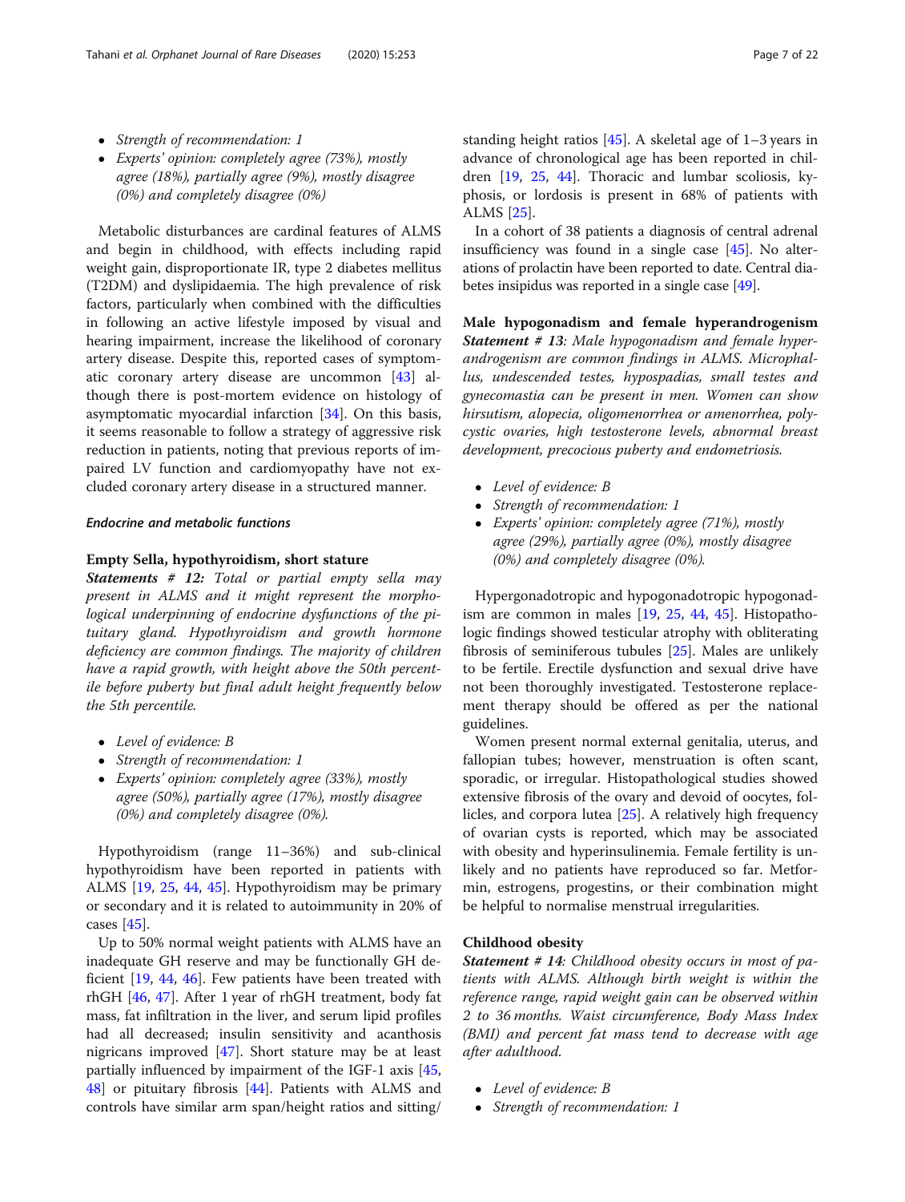- *Strength of recommendation: 1*
- *Experts' opinion: completely agree (73%), mostly agree (18%), partially agree (9%), mostly disagree (0%) and completely disagree (0%)*

Metabolic disturbances are cardinal features of ALMS and begin in childhood, with effects including rapid weight gain, disproportionate IR, type 2 diabetes mellitus (T2DM) and dyslipidaemia. The high prevalence of risk factors, particularly when combined with the difficulties in following an active lifestyle imposed by visual and hearing impairment, increase the likelihood of coronary artery disease. Despite this, reported cases of symptomatic coronary artery disease are uncommon [43] although there is post-mortem evidence on histology of asymptomatic myocardial infarction [34]. On this basis, it seems reasonable to follow a strategy of aggressive risk reduction in patients, noting that previous reports of impaired LV function and cardiomyopathy have not excluded coronary artery disease in a structured manner.

### *Endocrine and metabolic functions*

#### Empty Sella, hypothyroidism, short stature

***Statements # 12:*** *Total or partial empty sella may present in ALMS and it might represent the morphological underpinning of endocrine dysfunctions of the pituitary gland. Hypothyroidism and growth hormone deficiency are common findings. The majority of children have a rapid growth, with height above the 50th percentile before puberty but final adult height frequently below the 5th percentile.*

- *Level of evidence: B*
- *Strength of recommendation: 1*
- *Experts' opinion: completely agree (33%), mostly agree (50%), partially agree (17%), mostly disagree (0%) and completely disagree (0%).*

Hypothyroidism (range 11–36%) and sub-clinical hypothyroidism have been reported in patients with ALMS [19, 25, 44, 45]. Hypothyroidism may be primary or secondary and it is related to autoimmunity in 20% of cases [45].

Up to 50% normal weight patients with ALMS have an inadequate GH reserve and may be functionally GH deficient [19, 44, 46]. Few patients have been treated with rhGH [46, 47]. After 1 year of rhGH treatment, body fat mass, fat infiltration in the liver, and serum lipid profiles had all decreased; insulin sensitivity and acanthosis nigricans improved [47]. Short stature may be at least partially influenced by impairment of the IGF-1 axis [45, 48] or pituitary fibrosis [44]. Patients with ALMS and controls have similar arm span/height ratios and sitting/standing height ratios [45]. A skeletal age of 1–3 years in advance of chronological age has been reported in children [19, 25, 44]. Thoracic and lumbar scoliosis, kyphosis, or lordosis is present in 68% of patients with ALMS [25].

In a cohort of 38 patients a diagnosis of central adrenal insufficiency was found in a single case [45]. No alterations of prolactin have been reported to date. Central diabetes insipidus was reported in a single case [49].

#### Male hypogonadism and female hyperandrogenism

***Statement # 13:*** *Male hypogonadism and female hyperandrogenism are common findings in ALMS. Microphallus, undescended testes, hypospadias, small testes and gynecomastia can be present in men. Women can show hirsutism, alopecia, oligomenorrhea or amenorrhea, polycystic ovaries, high testosterone levels, abnormal breast development, precocious puberty and endometriosis.*

- *Level of evidence: B*
- *Strength of recommendation: 1*
- *Experts' opinion: completely agree (71%), mostly agree (29%), partially agree (0%), mostly disagree (0%) and completely disagree (0%).*

Hypergonadotropic and hypogonadotropic hypogonadism are common in males [19, 25, 44, 45]. Histopathologic findings showed testicular atrophy with obliterating fibrosis of seminiferous tubules [25]. Males are unlikely to be fertile. Erectile dysfunction and sexual drive have not been thoroughly investigated. Testosterone replacement therapy should be offered as per the national guidelines.

Women present normal external genitalia, uterus, and fallopian tubes; however, menstruation is often scant, sporadic, or irregular. Histopathological studies showed extensive fibrosis of the ovary and devoid of oocytes, follicles, and corpora lutea [25]. A relatively high frequency of ovarian cysts is reported, which may be associated with obesity and hyperinsulinemia. Female fertility is unlikely and no patients have reproduced so far. Metformin, estrogens, progestins, or their combination might be helpful to normalise menstrual irregularities.

#### Childhood obesity

***Statement # 14:*** *Childhood obesity occurs in most of patients with ALMS. Although birth weight is within the reference range, rapid weight gain can be observed within 2 to 36 months. Waist circumference, Body Mass Index (BMI) and percent fat mass tend to decrease with age after adulthood.*

- *Level of evidence: B*
- *Strength of recommendation: 1*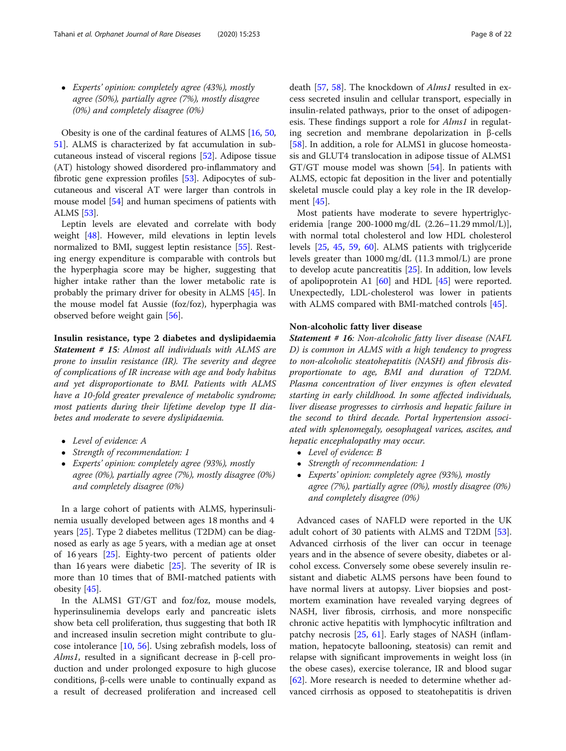- *Experts' opinion: completely agree (43%), mostly agree (50%), partially agree (7%), mostly disagree (0%) and completely disagree (0%)*

Obesity is one of the cardinal features of ALMS [16, 50, 51]. ALMS is characterized by fat accumulation in subcutaneous instead of visceral regions [52]. Adipose tissue (AT) histology showed disordered pro-inflammatory and fibrotic gene expression profiles [53]. Adipocytes of subcutaneous and visceral AT were larger than controls in mouse model [54] and human specimens of patients with ALMS [53].

Leptin levels are elevated and correlate with body weight [48]. However, mild elevations in leptin levels normalized to BMI, suggest leptin resistance [55]. Resting energy expenditure is comparable with controls but the hyperphagia score may be higher, suggesting that higher intake rather than the lower metabolic rate is probably the primary driver for obesity in ALMS [45]. In the mouse model fat Aussie (foz/foz), hyperphagia was observed before weight gain [56].

**Insulin resistance, type 2 diabetes and dyslipidaemia**

***Statement # 15****: Almost all individuals with ALMS are prone to insulin resistance (IR). The severity and degree of complications of IR increase with age and body habitus and yet disproportionate to BMI. Patients with ALMS have a 10-fold greater prevalence of metabolic syndrome; most patients during their lifetime develop type II diabetes and moderate to severe dyslipidaemia.*

- *Level of evidence: A*
- *Strength of recommendation: 1*
- *Experts' opinion: completely agree (93%), mostly agree (0%), partially agree (7%), mostly disagree (0%) and completely disagree (0%)*

In a large cohort of patients with ALMS, hyperinsulinemia usually developed between ages 18 months and 4 years [25]. Type 2 diabetes mellitus (T2DM) can be diagnosed as early as age 5 years, with a median age at onset of 16 years [25]. Eighty-two percent of patients older than 16 years were diabetic [25]. The severity of IR is more than 10 times that of BMI-matched patients with obesity [45].

In the ALMS1 GT/GT and foz/foz, mouse models, hyperinsulinemia develops early and pancreatic islets show beta cell proliferation, thus suggesting that both IR and increased insulin secretion might contribute to glucose intolerance [10, 56]. Using zebrafish models, loss of *Alms1*, resulted in a significant decrease in β-cell production and under prolonged exposure to high glucose conditions, β-cells were unable to continually expand as a result of decreased proliferation and increased cell death [57, 58]. The knockdown of *Alms1* resulted in excess secreted insulin and cellular transport, especially in insulin-related pathways, prior to the onset of adipogenesis. These findings support a role for *Alms1* in regulating secretion and membrane depolarization in β-cells [58]. In addition, a role for ALMS1 in glucose homeostasis and GLUT4 translocation in adipose tissue of ALMS1 GT/GT mouse model was shown [54]. In patients with ALMS, ectopic fat deposition in the liver and potentially skeletal muscle could play a key role in the IR development [45].

Most patients have moderate to severe hypertriglyceridemia [range 200-1000 mg/dL (2.26–11.29 mmol/L)], with normal total cholesterol and low HDL cholesterol levels [25, 45, 59, 60]. ALMS patients with triglyceride levels greater than 1000 mg/dL (11.3 mmol/L) are prone to develop acute pancreatitis [25]. In addition, low levels of apolipoprotein A1 [60] and HDL [45] were reported. Unexpectedly, LDL-cholesterol was lower in patients with ALMS compared with BMI-matched controls [45].

**Non-alcoholic fatty liver disease**

***Statement # 16****: Non-alcoholic fatty liver disease (NAFLD) is common in ALMS with a high tendency to progress to non-alcoholic steatohepatitis (NASH) and fibrosis disproportionate to age, BMI and duration of T2DM. Plasma concentration of liver enzymes is often elevated starting in early childhood. In some affected individuals, liver disease progresses to cirrhosis and hepatic failure in the second to third decade. Portal hypertension associated with splenomegaly, oesophageal varices, ascites, and hepatic encephalopathy may occur.*

- *Level of evidence: B*
- *Strength of recommendation: 1*
- *Experts' opinion: completely agree (93%), mostly agree (7%), partially agree (0%), mostly disagree (0%) and completely disagree (0%)*

Advanced cases of NAFLD were reported in the UK adult cohort of 30 patients with ALMS and T2DM [53]. Advanced cirrhosis of the liver can occur in teenage years and in the absence of severe obesity, diabetes or alcohol excess. Conversely some obese severely insulin resistant and diabetic ALMS persons have been found to have normal livers at autopsy. Liver biopsies and postmortem examination have revealed varying degrees of NASH, liver fibrosis, cirrhosis, and more nonspecific chronic active hepatitis with lymphocytic infiltration and patchy necrosis [25, 61]. Early stages of NASH (inflammation, hepatocyte ballooning, steatosis) can remit and relapse with significant improvements in weight loss (in the obese cases), exercise tolerance, IR and blood sugar [62]. More research is needed to determine whether advanced cirrhosis as opposed to steatohepatitis is driven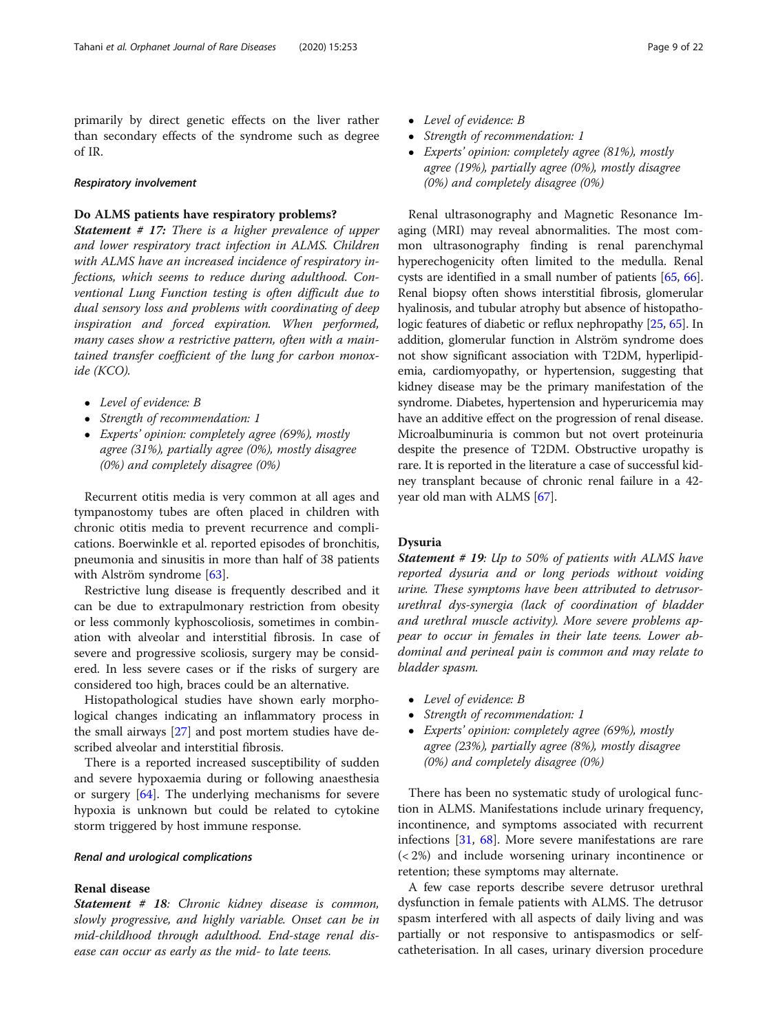primarily by direct genetic effects on the liver rather than secondary effects of the syndrome such as degree of IR.

### *Respiratory involvement*

#### Do ALMS patients have respiratory problems?

***Statement # 17:*** *There is a higher prevalence of upper and lower respiratory tract infection in ALMS. Children with ALMS have an increased incidence of respiratory infections, which seems to reduce during adulthood. Conventional Lung Function testing is often difficult due to dual sensory loss and problems with coordinating of deep inspiration and forced expiration. When performed, many cases show a restrictive pattern, often with a maintained transfer coefficient of the lung for carbon monoxide (KCO).*

- *Level of evidence: B*
- *Strength of recommendation: 1*
- *Experts' opinion: completely agree (69%), mostly agree (31%), partially agree (0%), mostly disagree (0%) and completely disagree (0%)*

Recurrent otitis media is very common at all ages and tympanostomy tubes are often placed in children with chronic otitis media to prevent recurrence and complications. Boerwinkle et al. reported episodes of bronchitis, pneumonia and sinusitis in more than half of 38 patients with Alström syndrome [63].

Restrictive lung disease is frequently described and it can be due to extrapulmonary restriction from obesity or less commonly kyphoscoliosis, sometimes in combination with alveolar and interstitial fibrosis. In case of severe and progressive scoliosis, surgery may be considered. In less severe cases or if the risks of surgery are considered too high, braces could be an alternative.

Histopathological studies have shown early morphological changes indicating an inflammatory process in the small airways [27] and post mortem studies have described alveolar and interstitial fibrosis.

There is a reported increased susceptibility of sudden and severe hypoxaemia during or following anaesthesia or surgery [64]. The underlying mechanisms for severe hypoxia is unknown but could be related to cytokine storm triggered by host immune response.

### *Renal and urological complications*

#### Renal disease

***Statement # 18***: *Chronic kidney disease is common, slowly progressive, and highly variable. Onset can be in mid-childhood through adulthood. End-stage renal disease can occur as early as the mid- to late teens.*

- *Level of evidence: B*
- *Strength of recommendation: 1*
- *Experts' opinion: completely agree (81%), mostly agree (19%), partially agree (0%), mostly disagree (0%) and completely disagree (0%)*

Renal ultrasonography and Magnetic Resonance Imaging (MRI) may reveal abnormalities. The most common ultrasonography finding is renal parenchymal hyperechogenicity often limited to the medulla. Renal cysts are identified in a small number of patients [65, 66]. Renal biopsy often shows interstitial fibrosis, glomerular hyalinosis, and tubular atrophy but absence of histopathologic features of diabetic or reflux nephropathy [25, 65]. In addition, glomerular function in Alström syndrome does not show significant association with T2DM, hyperlipidemia, cardiomyopathy, or hypertension, suggesting that kidney disease may be the primary manifestation of the syndrome. Diabetes, hypertension and hyperuricemia may have an additive effect on the progression of renal disease. Microalbuminuria is common but not overt proteinuria despite the presence of T2DM. Obstructive uropathy is rare. It is reported in the literature a case of successful kidney transplant because of chronic renal failure in a 42-year old man with ALMS [67].

#### Dysuria

***Statement # 19***: *Up to 50% of patients with ALMS have reported dysuria and or long periods without voiding urine. These symptoms have been attributed to detrusor-urethral dys-synergia (lack of coordination of bladder and urethral muscle activity). More severe problems appear to occur in females in their late teens. Lower abdominal and perineal pain is common and may relate to bladder spasm.*

- *Level of evidence: B*
- *Strength of recommendation: 1*
- *Experts' opinion: completely agree (69%), mostly agree (23%), partially agree (8%), mostly disagree (0%) and completely disagree (0%)*

There has been no systematic study of urological function in ALMS. Manifestations include urinary frequency, incontinence, and symptoms associated with recurrent infections [31, 68]. More severe manifestations are rare (< 2%) and include worsening urinary incontinence or retention; these symptoms may alternate.

A few case reports describe severe detrusor urethral dysfunction in female patients with ALMS. The detrusor spasm interfered with all aspects of daily living and was partially or not responsive to antispasmodics or self-catheterisation. In all cases, urinary diversion procedure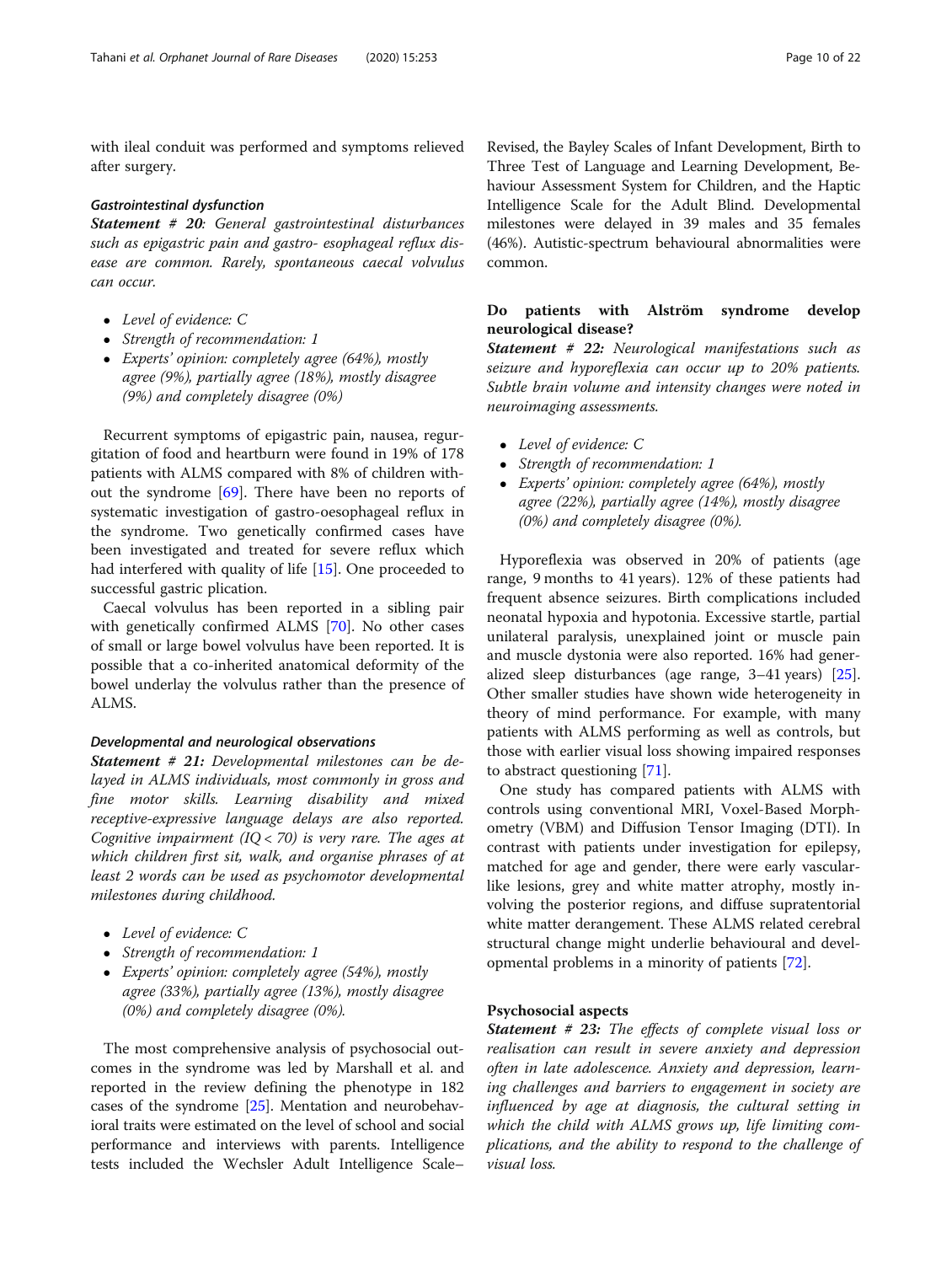with ileal conduit was performed and symptoms relieved after surgery.

#### *Gastrointestinal dysfunction*

***Statement # 20****: General gastrointestinal disturbances such as epigastric pain and gastro- esophageal reflux disease are common. Rarely, spontaneous caecal volvulus can occur.*

- *Level of evidence: C*
- *Strength of recommendation: 1*
- *Experts' opinion: completely agree (64%), mostly agree (9%), partially agree (18%), mostly disagree (9%) and completely disagree (0%)*

Recurrent symptoms of epigastric pain, nausea, regurgitation of food and heartburn were found in 19% of 178 patients with ALMS compared with 8% of children without the syndrome [69]. There have been no reports of systematic investigation of gastro-oesophageal reflux in the syndrome. Two genetically confirmed cases have been investigated and treated for severe reflux which had interfered with quality of life [15]. One proceeded to successful gastric plication.

Caecal volvulus has been reported in a sibling pair with genetically confirmed ALMS [70]. No other cases of small or large bowel volvulus have been reported. It is possible that a co-inherited anatomical deformity of the bowel underlay the volvulus rather than the presence of ALMS.

#### *Developmental and neurological observations*

***Statement # 21:*** *Developmental milestones can be delayed in ALMS individuals, most commonly in gross and fine motor skills. Learning disability and mixed receptive-expressive language delays are also reported. Cognitive impairment (IQ < 70) is very rare. The ages at which children first sit, walk, and organise phrases of at least 2 words can be used as psychomotor developmental milestones during childhood.*

- *Level of evidence: C*
- *Strength of recommendation: 1*
- *Experts' opinion: completely agree (54%), mostly agree (33%), partially agree (13%), mostly disagree (0%) and completely disagree (0%).*

The most comprehensive analysis of psychosocial outcomes in the syndrome was led by Marshall et al. and reported in the review defining the phenotype in 182 cases of the syndrome [25]. Mentation and neurobehavioral traits were estimated on the level of school and social performance and interviews with parents. Intelligence tests included the Wechsler Adult Intelligence Scale–Revised, the Bayley Scales of Infant Development, Birth to Three Test of Language and Learning Development, Behaviour Assessment System for Children, and the Haptic Intelligence Scale for the Adult Blind. Developmental milestones were delayed in 39 males and 35 females (46%). Autistic-spectrum behavioural abnormalities were common.

### Do patients with Alström syndrome develop neurological disease?

***Statement # 22:*** *Neurological manifestations such as seizure and hyporeflexia can occur up to 20% patients. Subtle brain volume and intensity changes were noted in neuroimaging assessments.*

- *Level of evidence: C*
- *Strength of recommendation: 1*
- *Experts' opinion: completely agree (64%), mostly agree (22%), partially agree (14%), mostly disagree (0%) and completely disagree (0%).*

Hyporeflexia was observed in 20% of patients (age range, 9 months to 41 years). 12% of these patients had frequent absence seizures. Birth complications included neonatal hypoxia and hypotonia. Excessive startle, partial unilateral paralysis, unexplained joint or muscle pain and muscle dystonia were also reported. 16% had generalized sleep disturbances (age range, 3–41 years) [25]. Other smaller studies have shown wide heterogeneity in theory of mind performance. For example, with many patients with ALMS performing as well as controls, but those with earlier visual loss showing impaired responses to abstract questioning [71].

One study has compared patients with ALMS with controls using conventional MRI, Voxel-Based Morphometry (VBM) and Diffusion Tensor Imaging (DTI). In contrast with patients under investigation for epilepsy, matched for age and gender, there were early vascular-like lesions, grey and white matter atrophy, mostly involving the posterior regions, and diffuse supratentorial white matter derangement. These ALMS related cerebral structural change might underlie behavioural and developmental problems in a minority of patients [72].

### Psychosocial aspects

***Statement # 23:*** *The effects of complete visual loss or realisation can result in severe anxiety and depression often in late adolescence. Anxiety and depression, learning challenges and barriers to engagement in society are influenced by age at diagnosis, the cultural setting in which the child with ALMS grows up, life limiting complications, and the ability to respond to the challenge of visual loss.*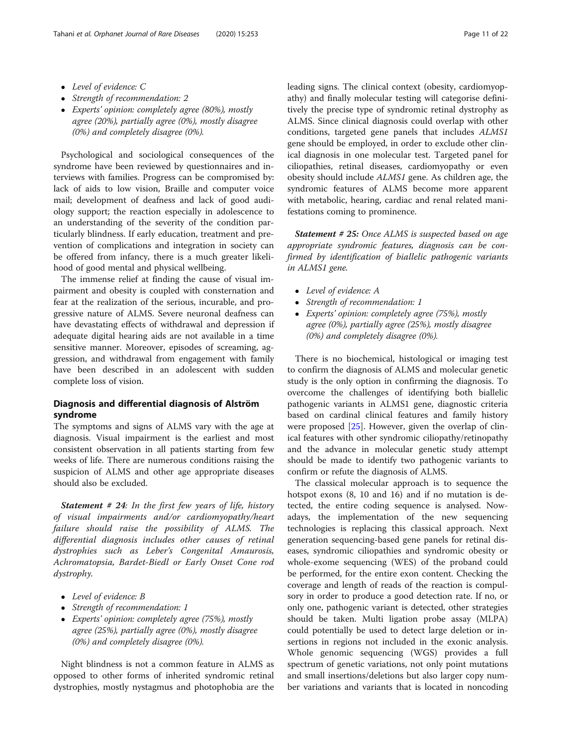- *Level of evidence: C*
- *Strength of recommendation: 2*
- *Experts' opinion: completely agree (80%), mostly agree (20%), partially agree (0%), mostly disagree (0%) and completely disagree (0%).*

Psychological and sociological consequences of the syndrome have been reviewed by questionnaires and interviews with families. Progress can be compromised by: lack of aids to low vision, Braille and computer voice mail; development of deafness and lack of good audiology support; the reaction especially in adolescence to an understanding of the severity of the condition particularly blindness. If early education, treatment and prevention of complications and integration in society can be offered from infancy, there is a much greater likelihood of good mental and physical wellbeing.

The immense relief at finding the cause of visual impairment and obesity is coupled with consternation and fear at the realization of the serious, incurable, and progressive nature of ALMS. Severe neuronal deafness can have devastating effects of withdrawal and depression if adequate digital hearing aids are not available in a time sensitive manner. Moreover, episodes of screaming, aggression, and withdrawal from engagement with family have been described in an adolescent with sudden complete loss of vision.

## Diagnosis and differential diagnosis of Alström syndrome

The symptoms and signs of ALMS vary with the age at diagnosis. Visual impairment is the earliest and most consistent observation in all patients starting from few weeks of life. There are numerous conditions raising the suspicion of ALMS and other age appropriate diseases should also be excluded.

***Statement # 24***: *In the first few years of life, history of visual impairments and/or cardiomyopathy/heart failure should raise the possibility of ALMS. The differential diagnosis includes other causes of retinal dystrophies such as Leber's Congenital Amaurosis, Achromatopsia, Bardet-Biedl or Early Onset Cone rod dystrophy.*

- *Level of evidence: B*
- *Strength of recommendation: 1*
- *Experts' opinion: completely agree (75%), mostly agree (25%), partially agree (0%), mostly disagree (0%) and completely disagree (0%).*

Night blindness is not a common feature in ALMS as opposed to other forms of inherited syndromic retinal dystrophies, mostly nystagmus and photophobia are the leading signs. The clinical context (obesity, cardiomyopathy) and finally molecular testing will categorise definitively the precise type of syndromic retinal dystrophy as ALMS. Since clinical diagnosis could overlap with other conditions, targeted gene panels that includes *ALMS1* gene should be employed, in order to exclude other clinical diagnosis in one molecular test. Targeted panel for ciliopathies, retinal diseases, cardiomyopathy or even obesity should include *ALMS1* gene. As children age, the syndromic features of ALMS become more apparent with metabolic, hearing, cardiac and renal related manifestations coming to prominence.

***Statement # 25:*** *Once ALMS is suspected based on age appropriate syndromic features, diagnosis can be confirmed by identification of biallelic pathogenic variants in ALMS1 gene.*

- *Level of evidence: A*
- *Strength of recommendation: 1*
- *Experts' opinion: completely agree (75%), mostly agree (0%), partially agree (25%), mostly disagree (0%) and completely disagree (0%).*

There is no biochemical, histological or imaging test to confirm the diagnosis of ALMS and molecular genetic study is the only option in confirming the diagnosis. To overcome the challenges of identifying both biallelic pathogenic variants in ALMS1 gene, diagnostic criteria based on cardinal clinical features and family history were proposed [25]. However, given the overlap of clinical features with other syndromic ciliopathy/retinopathy and the advance in molecular genetic study attempt should be made to identify two pathogenic variants to confirm or refute the diagnosis of ALMS.

The classical molecular approach is to sequence the hotspot exons (8, 10 and 16) and if no mutation is detected, the entire coding sequence is analysed. Nowadays, the implementation of the new sequencing technologies is replacing this classical approach. Next generation sequencing-based gene panels for retinal diseases, syndromic ciliopathies and syndromic obesity or whole-exome sequencing (WES) of the proband could be performed, for the entire exon content. Checking the coverage and length of reads of the reaction is compulsory in order to produce a good detection rate. If no, or only one, pathogenic variant is detected, other strategies should be taken. Multi ligation probe assay (MLPA) could potentially be used to detect large deletion or insertions in regions not included in the exonic analysis. Whole genomic sequencing (WGS) provides a full spectrum of genetic variations, not only point mutations and small insertions/deletions but also larger copy number variations and variants that is located in noncoding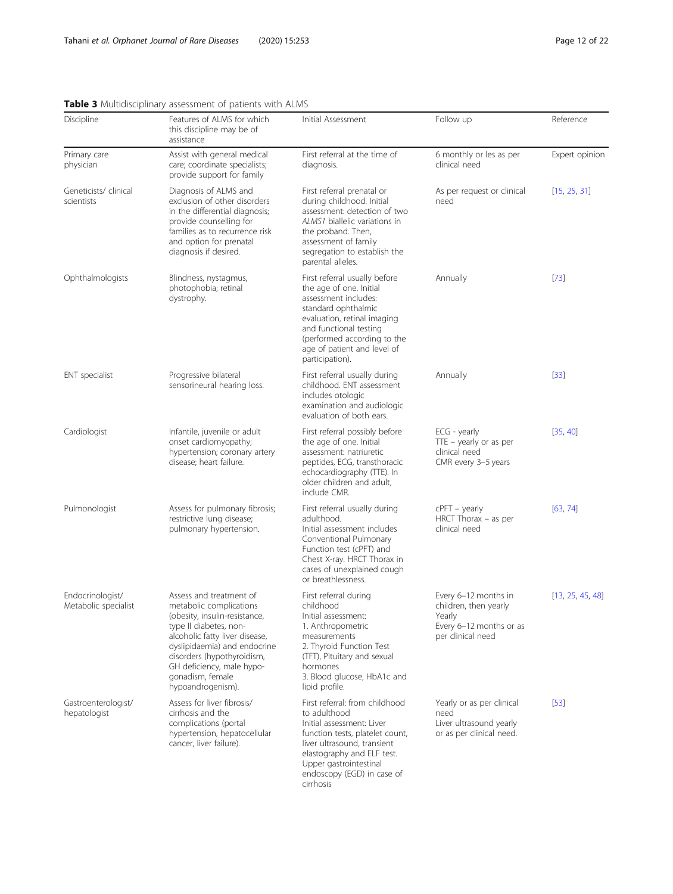**Table 3** Multidisciplinary assessment of patients with ALMS

| Discipline | Features of ALMS for which this discipline may be of assistance | Initial Assessment | Follow up | Reference |
|---|---|---|---|---|
| Primary care physician | Assist with general medical care; coordinate specialists; provide support for family | First referral at the time of diagnosis. | 6 monthly or les as per clinical need | Expert opinion |
| Geneticists/ clinical scientists | Diagnosis of ALMS and exclusion of other disorders in the differential diagnosis; provide counselling for families as to recurrence risk and option for prenatal diagnosis if desired. | First referral prenatal or during childhood. Initial assessment: detection of two *ALMS1* biallelic variations in the proband. Then, assessment of family segregation to establish the parental alleles. | As per request or clinical need | [15, 25, 31] |
| Ophthalmologists | Blindness, nystagmus, photophobia; retinal dystrophy. | First referral usually before the age of one. Initial assessment includes: standard ophthalmic evaluation, retinal imaging and functional testing (performed according to the age of patient and level of participation). | Annually | [73] |
| ENT specialist | Progressive bilateral sensorineural hearing loss. | First referral usually during childhood. ENT assessment includes otologic examination and audiologic evaluation of both ears. | Annually | [33] |
| Cardiologist | Infantile, juvenile or adult onset cardiomyopathy; hypertension; coronary artery disease; heart failure. | First referral possibly before the age of one. Initial assessment: natriuretic peptides, ECG, transthoracic echocardiography (TTE). In older children and adult, include CMR. | ECG - yearly<br>TTE – yearly or as per clinical need<br>CMR every 3–5 years | [35, 40] |
| Pulmonologist | Assess for pulmonary fibrosis; restrictive lung disease; pulmonary hypertension. | First referral usually during adulthood.<br>Initial assessment includes Conventional Pulmonary Function test (cPFT) and Chest X-ray. HRCT Thorax in cases of unexplained cough or breathlessness. | cPFT – yearly<br>HRCT Thorax – as per clinical need | [63, 74] |
| Endocrinologist/ Metabolic specialist | Assess and treatment of metabolic complications (obesity, insulin-resistance, type II diabetes, non-alcoholic fatty liver disease, dyslipidaemia) and endocrine disorders (hypothyroidism, GH deficiency, male hypo-gonadism, female hypoandrogenism). | First referral during childhood<br>Initial assessment:<br>1. Anthropometric measurements<br>2. Thyroid Function Test (TFT), Pituitary and sexual hormones<br>3. Blood glucose, HbA1c and lipid profile. | Every 6–12 months in children, then yearly<br>Yearly<br>Every 6–12 months or as per clinical need | [13, 25, 45, 48] |
| Gastroenterologist/ hepatologist | Assess for liver fibrosis/ cirrhosis and the complications (portal hypertension, hepatocellular cancer, liver failure). | First referral: from childhood to adulthood<br>Initial assessment: Liver function tests, platelet count, liver ultrasound, transient elastography and ELF test. Upper gastrointestinal endoscopy (EGD) in case of cirrhosis | Yearly or as per clinical need<br>Liver ultrasound yearly or as per clinical need. | [53] |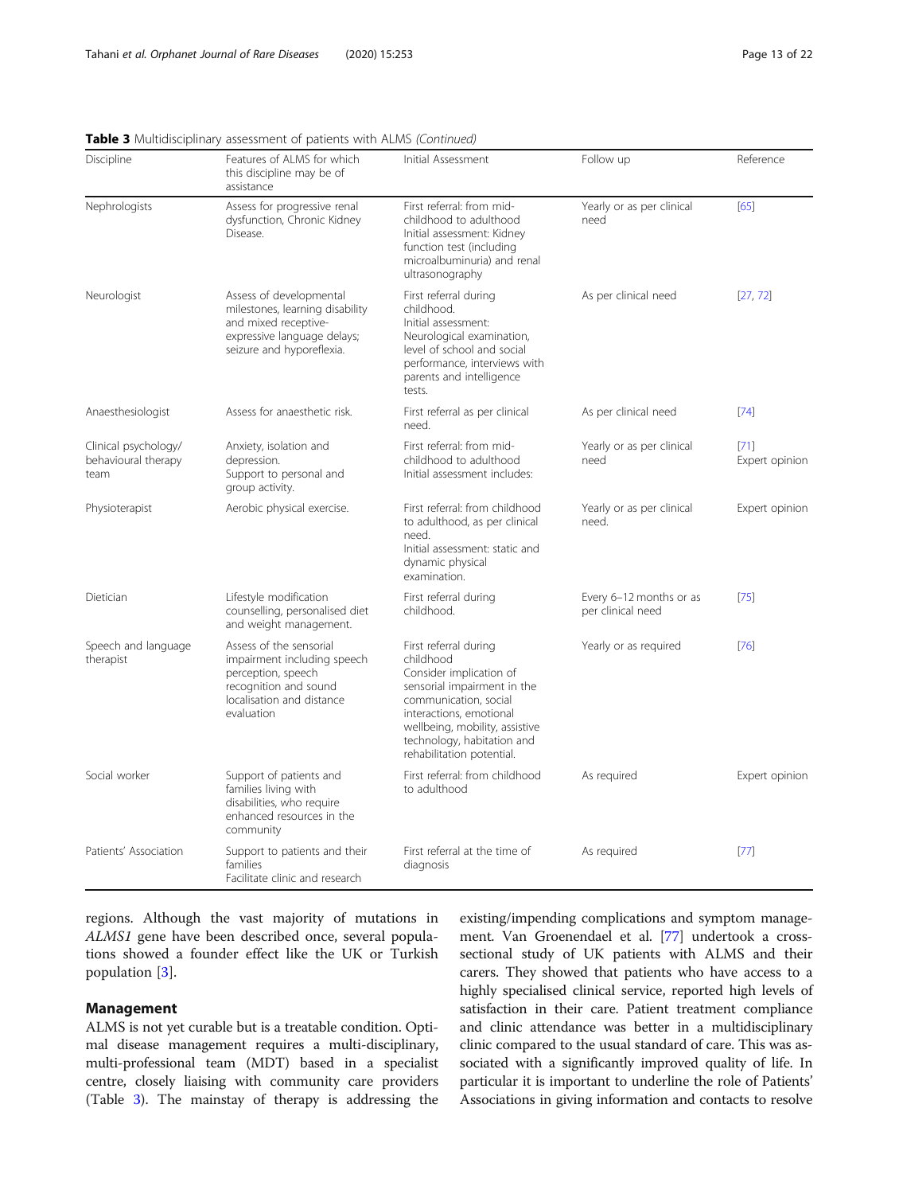**Table 3** Multidisciplinary assessment of patients with ALMS *(Continued)*

| Discipline | Features of ALMS for which this discipline may be of assistance | Initial Assessment | Follow up | Reference |
|---|---|---|---|---|
| Nephrologists | Assess for progressive renal dysfunction, Chronic Kidney Disease. | First referral: from mid-childhood to adulthood<br>Initial assessment: Kidney function test (including microalbuminuria) and renal ultrasonography | Yearly or as per clinical need | [65] |
| Neurologist | Assess of developmental milestones, learning disability and mixed receptive-expressive language delays; seizure and hyporeflexia. | First referral during childhood.<br>Initial assessment: Neurological examination, level of school and social performance, interviews with parents and intelligence tests. | As per clinical need | [27, 72] |
| Anaesthesiologist | Assess for anaesthetic risk. | First referral as per clinical need. | As per clinical need | [74] |
| Clinical psychology/ behavioural therapy team | Anxiety, isolation and depression.<br>Support to personal and group activity. | First referral: from mid-childhood to adulthood<br>Initial assessment includes: | Yearly or as per clinical need | [71]<br>Expert opinion |
| Physiotherapist | Aerobic physical exercise. | First referral: from childhood to adulthood, as per clinical need.<br>Initial assessment: static and dynamic physical examination. | Yearly or as per clinical need. | Expert opinion |
| Dietician | Lifestyle modification counselling, personalised diet and weight management. | First referral during childhood. | Every 6–12 months or as per clinical need | [75] |
| Speech and language therapist | Assess of the sensorial impairment including speech perception, speech recognition and sound localisation and distance evaluation | First referral during childhood<br>Consider implication of sensorial impairment in the communication, social interactions, emotional wellbeing, mobility, assistive technology, habitation and rehabilitation potential. | Yearly or as required | [76] |
| Social worker | Support of patients and families living with disabilities, who require enhanced resources in the community | First referral: from childhood to adulthood | As required | Expert opinion |
| Patients' Association | Support to patients and their families<br>Facilitate clinic and research | First referral at the time of diagnosis | As required | [77] |

regions. Although the vast majority of mutations in *ALMS1* gene have been described once, several populations showed a founder effect like the UK or Turkish population [3].

## Management

ALMS is not yet curable but is a treatable condition. Optimal disease management requires a multi-disciplinary, multi-professional team (MDT) based in a specialist centre, closely liaising with community care providers (Table 3). The mainstay of therapy is addressing the existing/impending complications and symptom management. Van Groenendael et al. [77] undertook a cross-sectional study of UK patients with ALMS and their carers. They showed that patients who have access to a highly specialised clinical service, reported high levels of satisfaction in their care. Patient treatment compliance and clinic attendance was better in a multidisciplinary clinic compared to the usual standard of care. This was associated with a significantly improved quality of life. In particular it is important to underline the role of Patients' Associations in giving information and contacts to resolve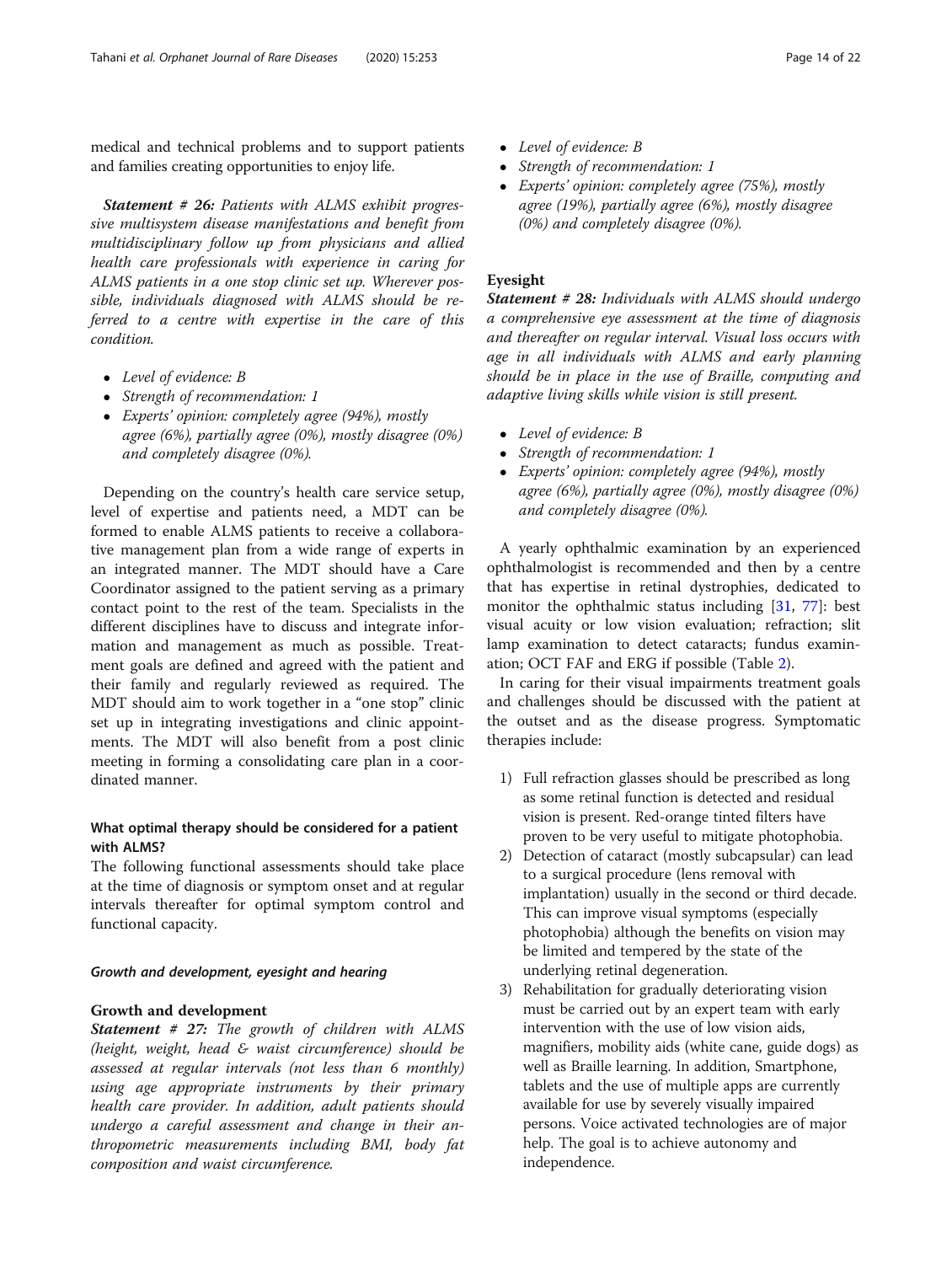medical and technical problems and to support patients and families creating opportunities to enjoy life.

***Statement # 26:** Patients with ALMS exhibit progressive multisystem disease manifestations and benefit from multidisciplinary follow up from physicians and allied health care professionals with experience in caring for ALMS patients in a one stop clinic set up. Wherever possible, individuals diagnosed with ALMS should be referred to a centre with expertise in the care of this condition.*

- *Level of evidence: B*
- *Strength of recommendation: 1*
- *Experts' opinion: completely agree (94%), mostly agree (6%), partially agree (0%), mostly disagree (0%) and completely disagree (0%).*

Depending on the country's health care service setup, level of expertise and patients need, a MDT can be formed to enable ALMS patients to receive a collaborative management plan from a wide range of experts in an integrated manner. The MDT should have a Care Coordinator assigned to the patient serving as a primary contact point to the rest of the team. Specialists in the different disciplines have to discuss and integrate information and management as much as possible. Treatment goals are defined and agreed with the patient and their family and regularly reviewed as required. The MDT should aim to work together in a "one stop" clinic set up in integrating investigations and clinic appointments. The MDT will also benefit from a post clinic meeting in forming a consolidating care plan in a coordinated manner.

### What optimal therapy should be considered for a patient with ALMS?

The following functional assessments should take place at the time of diagnosis or symptom onset and at regular intervals thereafter for optimal symptom control and functional capacity.

#### *Growth and development, eyesight and hearing*

#### Growth and development

***Statement # 27:** The growth of children with ALMS (height, weight, head & waist circumference) should be assessed at regular intervals (not less than 6 monthly) using age appropriate instruments by their primary health care provider. In addition, adult patients should undergo a careful assessment and change in their anthropometric measurements including BMI, body fat composition and waist circumference.*

- *Level of evidence: B*
- *Strength of recommendation: 1*
- *Experts' opinion: completely agree (75%), mostly agree (19%), partially agree (6%), mostly disagree (0%) and completely disagree (0%).*

#### Eyesight

***Statement # 28:** Individuals with ALMS should undergo a comprehensive eye assessment at the time of diagnosis and thereafter on regular interval. Visual loss occurs with age in all individuals with ALMS and early planning should be in place in the use of Braille, computing and adaptive living skills while vision is still present.*

- *Level of evidence: B*
- *Strength of recommendation: 1*
- *Experts' opinion: completely agree (94%), mostly agree (6%), partially agree (0%), mostly disagree (0%) and completely disagree (0%).*

A yearly ophthalmic examination by an experienced ophthalmologist is recommended and then by a centre that has expertise in retinal dystrophies, dedicated to monitor the ophthalmic status including [31, 77]: best visual acuity or low vision evaluation; refraction; slit lamp examination to detect cataracts; fundus examination; OCT FAF and ERG if possible (Table 2).

In caring for their visual impairments treatment goals and challenges should be discussed with the patient at the outset and as the disease progress. Symptomatic therapies include:

1) Full refraction glasses should be prescribed as long as some retinal function is detected and residual vision is present. Red-orange tinted filters have proven to be very useful to mitigate photophobia.
2) Detection of cataract (mostly subcapsular) can lead to a surgical procedure (lens removal with implantation) usually in the second or third decade. This can improve visual symptoms (especially photophobia) although the benefits on vision may be limited and tempered by the state of the underlying retinal degeneration.
3) Rehabilitation for gradually deteriorating vision must be carried out by an expert team with early intervention with the use of low vision aids, magnifiers, mobility aids (white cane, guide dogs) as well as Braille learning. In addition, Smartphone, tablets and the use of multiple apps are currently available for use by severely visually impaired persons. Voice activated technologies are of major help. The goal is to achieve autonomy and independence.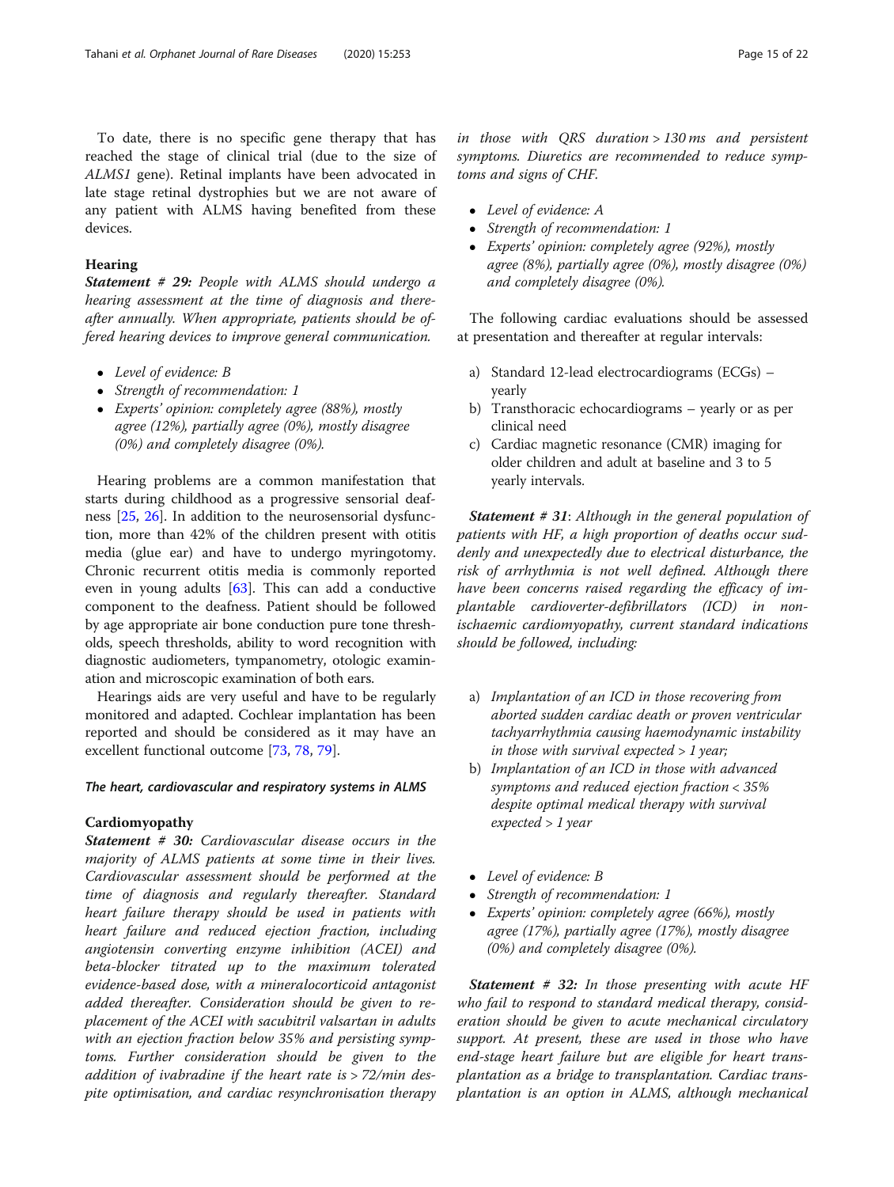To date, there is no specific gene therapy that has reached the stage of clinical trial (due to the size of *ALMS1* gene). Retinal implants have been advocated in late stage retinal dystrophies but we are not aware of any patient with ALMS having benefited from these devices.

## Hearing

***Statement # 29:*** *People with ALMS should undergo a hearing assessment at the time of diagnosis and thereafter annually. When appropriate, patients should be offered hearing devices to improve general communication.*

- *Level of evidence: B*
- *Strength of recommendation: 1*
- *Experts' opinion: completely agree (88%), mostly agree (12%), partially agree (0%), mostly disagree (0%) and completely disagree (0%).*

Hearing problems are a common manifestation that starts during childhood as a progressive sensorial deafness [25, 26]. In addition to the neurosensorial dysfunction, more than 42% of the children present with otitis media (glue ear) and have to undergo myringotomy. Chronic recurrent otitis media is commonly reported even in young adults [63]. This can add a conductive component to the deafness. Patient should be followed by age appropriate air bone conduction pure tone thresholds, speech thresholds, ability to word recognition with diagnostic audiometers, tympanometry, otologic examination and microscopic examination of both ears.

Hearings aids are very useful and have to be regularly monitored and adapted. Cochlear implantation has been reported and should be considered as it may have an excellent functional outcome [73, 78, 79].

### *The heart, cardiovascular and respiratory systems in ALMS*

## Cardiomyopathy

***Statement # 30:*** *Cardiovascular disease occurs in the majority of ALMS patients at some time in their lives. Cardiovascular assessment should be performed at the time of diagnosis and regularly thereafter. Standard heart failure therapy should be used in patients with heart failure and reduced ejection fraction, including angiotensin converting enzyme inhibition (ACEI) and beta-blocker titrated up to the maximum tolerated evidence-based dose, with a mineralocorticoid antagonist added thereafter. Consideration should be given to replacement of the ACEI with sacubitril valsartan in adults with an ejection fraction below 35% and persisting symptoms. Further consideration should be given to the addition of ivabradine if the heart rate is > 72/min despite optimisation, and cardiac resynchronisation therapy in those with QRS duration > 130 ms and persistent symptoms. Diuretics are recommended to reduce symptoms and signs of CHF.*

- *Level of evidence: A*
- *Strength of recommendation: 1*
- *Experts' opinion: completely agree (92%), mostly agree (8%), partially agree (0%), mostly disagree (0%) and completely disagree (0%).*

The following cardiac evaluations should be assessed at presentation and thereafter at regular intervals:

a) Standard 12-lead electrocardiograms (ECGs) – yearly
b) Transthoracic echocardiograms – yearly or as per clinical need
c) Cardiac magnetic resonance (CMR) imaging for older children and adult at baseline and 3 to 5 yearly intervals.

***Statement # 31***: *Although in the general population of patients with HF, a high proportion of deaths occur suddenly and unexpectedly due to electrical disturbance, the risk of arrhythmia is not well defined. Although there have been concerns raised regarding the efficacy of implantable cardioverter-defibrillators (ICD) in non-ischaemic cardiomyopathy, current standard indications should be followed, including:*

*a) Implantation of an ICD in those recovering from aborted sudden cardiac death or proven ventricular tachyarrhythmia causing haemodynamic instability in those with survival expected > 1 year;*
*b) Implantation of an ICD in those with advanced symptoms and reduced ejection fraction < 35% despite optimal medical therapy with survival expected > 1 year*

- *Level of evidence: B*
- *Strength of recommendation: 1*
- *Experts' opinion: completely agree (66%), mostly agree (17%), partially agree (17%), mostly disagree (0%) and completely disagree (0%).*

***Statement # 32:*** *In those presenting with acute HF who fail to respond to standard medical therapy, consideration should be given to acute mechanical circulatory support. At present, these are used in those who have end-stage heart failure but are eligible for heart transplantation as a bridge to transplantation. Cardiac transplantation is an option in ALMS, although mechanical*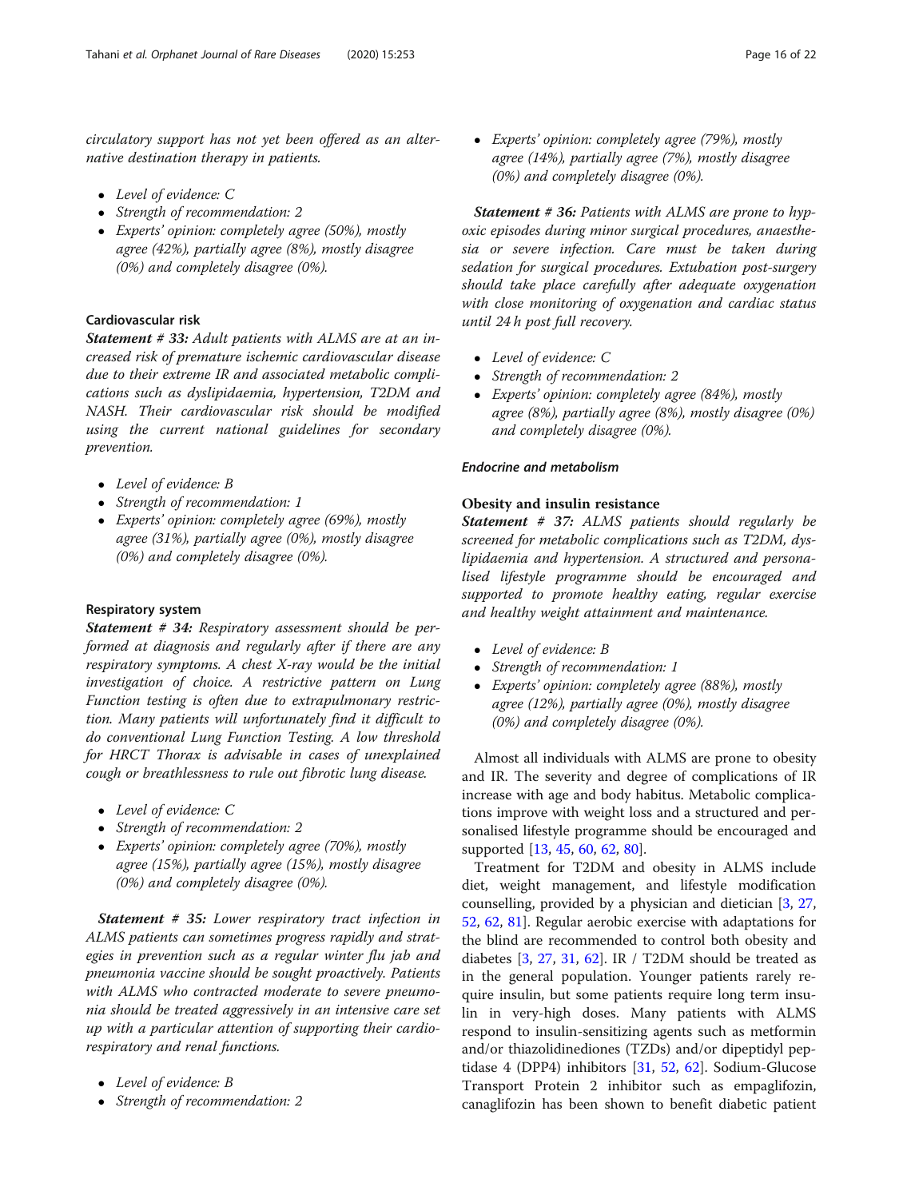circulatory support has not yet been offered as an alternative destination therapy in patients.

- Level of evidence: C
- Strength of recommendation: 2
- Experts' opinion: completely agree (50%), mostly agree (42%), partially agree (8%), mostly disagree (0%) and completely disagree (0%).

### Cardiovascular risk

***Statement # 33:*** *Adult patients with ALMS are at an increased risk of premature ischemic cardiovascular disease due to their extreme IR and associated metabolic complications such as dyslipidaemia, hypertension, T2DM and NASH. Their cardiovascular risk should be modified using the current national guidelines for secondary prevention.*

- Level of evidence: B
- Strength of recommendation: 1
- Experts' opinion: completely agree (69%), mostly agree (31%), partially agree (0%), mostly disagree (0%) and completely disagree (0%).

### Respiratory system

***Statement # 34:*** *Respiratory assessment should be performed at diagnosis and regularly after if there are any respiratory symptoms. A chest X-ray would be the initial investigation of choice. A restrictive pattern on Lung Function testing is often due to extrapulmonary restriction. Many patients will unfortunately find it difficult to do conventional Lung Function Testing. A low threshold for HRCT Thorax is advisable in cases of unexplained cough or breathlessness to rule out fibrotic lung disease.*

- Level of evidence: C
- Strength of recommendation: 2
- Experts' opinion: completely agree (70%), mostly agree (15%), partially agree (15%), mostly disagree (0%) and completely disagree (0%).

***Statement # 35:*** *Lower respiratory tract infection in ALMS patients can sometimes progress rapidly and strategies in prevention such as a regular winter flu jab and pneumonia vaccine should be sought proactively. Patients with ALMS who contracted moderate to severe pneumonia should be treated aggressively in an intensive care set up with a particular attention of supporting their cardio-respiratory and renal functions.*

- Level of evidence: B
- Strength of recommendation: 2
- Experts' opinion: completely agree (79%), mostly agree (14%), partially agree (7%), mostly disagree (0%) and completely disagree (0%).

***Statement # 36:*** *Patients with ALMS are prone to hypoxic episodes during minor surgical procedures, anaesthesia or severe infection. Care must be taken during sedation for surgical procedures. Extubation post-surgery should take place carefully after adequate oxygenation with close monitoring of oxygenation and cardiac status until 24 h post full recovery.*

- Level of evidence: C
- Strength of recommendation: 2
- Experts' opinion: completely agree (84%), mostly agree (8%), partially agree (8%), mostly disagree (0%) and completely disagree (0%).

## *Endocrine and metabolism*

### Obesity and insulin resistance

***Statement # 37:*** *ALMS patients should regularly be screened for metabolic complications such as T2DM, dyslipidaemia and hypertension. A structured and personalised lifestyle programme should be encouraged and supported to promote healthy eating, regular exercise and healthy weight attainment and maintenance.*

- Level of evidence: B
- Strength of recommendation: 1
- Experts' opinion: completely agree (88%), mostly agree (12%), partially agree (0%), mostly disagree (0%) and completely disagree (0%).

Almost all individuals with ALMS are prone to obesity and IR. The severity and degree of complications of IR increase with age and body habitus. Metabolic complications improve with weight loss and a structured and personalised lifestyle programme should be encouraged and supported [13, 45, 60, 62, 80].

Treatment for T2DM and obesity in ALMS include diet, weight management, and lifestyle modification counselling, provided by a physician and dietician [3, 27, 52, 62, 81]. Regular aerobic exercise with adaptations for the blind are recommended to control both obesity and diabetes [3, 27, 31, 62]. IR / T2DM should be treated as in the general population. Younger patients rarely require insulin, but some patients require long term insulin in very-high doses. Many patients with ALMS respond to insulin-sensitizing agents such as metformin and/or thiazolidinediones (TZDs) and/or dipeptidyl peptidase 4 (DPP4) inhibitors [31, 52, 62]. Sodium-Glucose Transport Protein 2 inhibitor such as empaglifozin, canaglifozin has been shown to benefit diabetic patient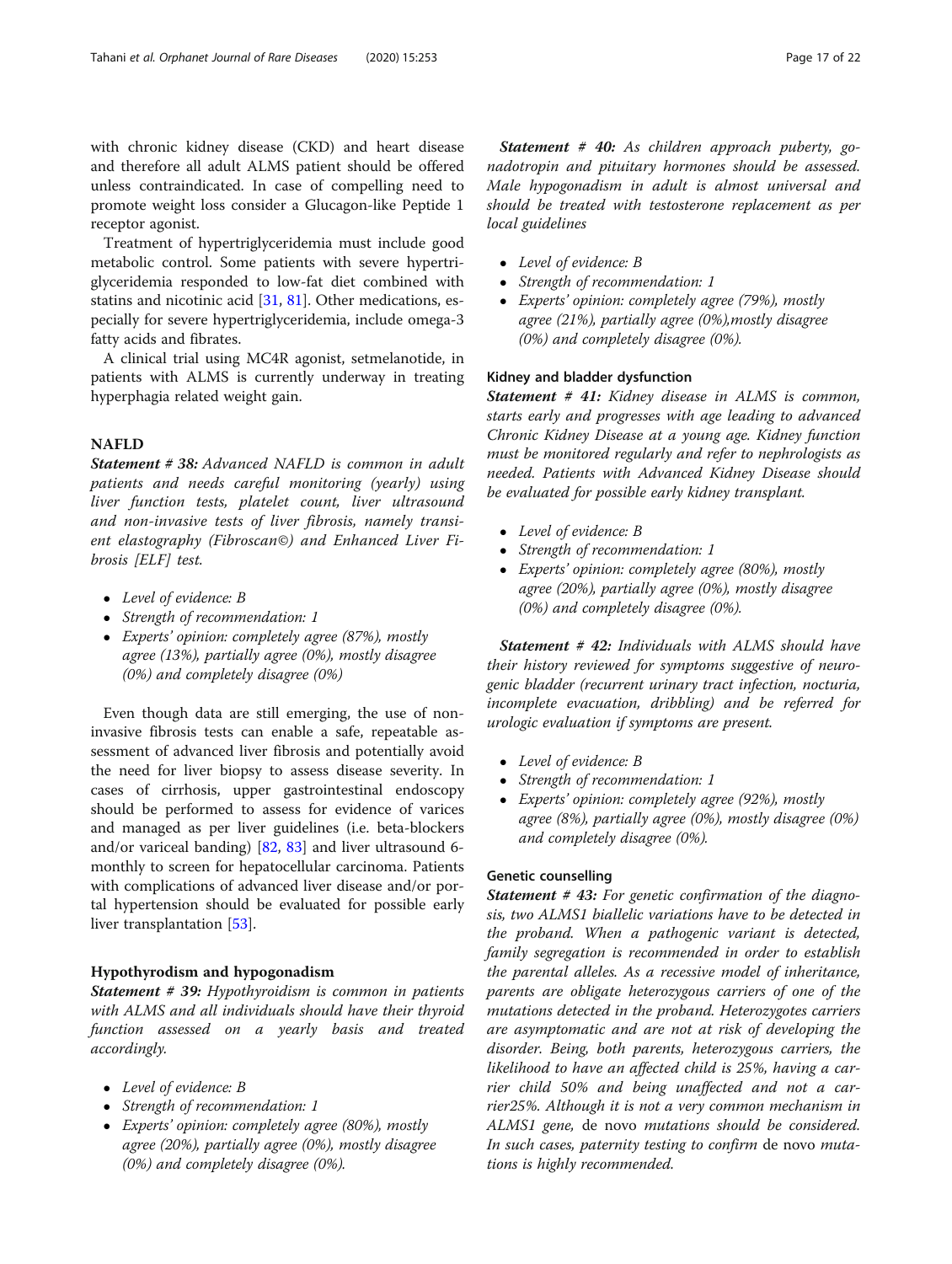with chronic kidney disease (CKD) and heart disease and therefore all adult ALMS patient should be offered unless contraindicated. In case of compelling need to promote weight loss consider a Glucagon-like Peptide 1 receptor agonist.

Treatment of hypertriglyceridemia must include good metabolic control. Some patients with severe hypertriglyceridemia responded to low-fat diet combined with statins and nicotinic acid [31, 81]. Other medications, especially for severe hypertriglyceridemia, include omega-3 fatty acids and fibrates.

A clinical trial using MC4R agonist, setmelanotide, in patients with ALMS is currently underway in treating hyperphagia related weight gain.

## NAFLD

***Statement # 38:*** *Advanced NAFLD is common in adult patients and needs careful monitoring (yearly) using liver function tests, platelet count, liver ultrasound and non-invasive tests of liver fibrosis, namely transient elastography (Fibroscan©) and Enhanced Liver Fibrosis [ELF] test.*

- *Level of evidence: B*
- *Strength of recommendation: 1*
- *Experts' opinion: completely agree (87%), mostly agree (13%), partially agree (0%), mostly disagree (0%) and completely disagree (0%)*

Even though data are still emerging, the use of non-invasive fibrosis tests can enable a safe, repeatable assessment of advanced liver fibrosis and potentially avoid the need for liver biopsy to assess disease severity. In cases of cirrhosis, upper gastrointestinal endoscopy should be performed to assess for evidence of varices and managed as per liver guidelines (i.e. beta-blockers and/or variceal banding) [82, 83] and liver ultrasound 6-monthly to screen for hepatocellular carcinoma. Patients with complications of advanced liver disease and/or portal hypertension should be evaluated for possible early liver transplantation [53].

## Hypothyrodism and hypogonadism

***Statement # 39:*** *Hypothyroidism is common in patients with ALMS and all individuals should have their thyroid function assessed on a yearly basis and treated accordingly.*

- *Level of evidence: B*
- *Strength of recommendation: 1*
- *Experts' opinion: completely agree (80%), mostly agree (20%), partially agree (0%), mostly disagree (0%) and completely disagree (0%).*

***Statement # 40:*** *As children approach puberty, gonadotropin and pituitary hormones should be assessed. Male hypogonadism in adult is almost universal and should be treated with testosterone replacement as per local guidelines*

- *Level of evidence: B*
- *Strength of recommendation: 1*
- *Experts' opinion: completely agree (79%), mostly agree (21%), partially agree (0%),mostly disagree (0%) and completely disagree (0%).*

### Kidney and bladder dysfunction

***Statement # 41:*** *Kidney disease in ALMS is common, starts early and progresses with age leading to advanced Chronic Kidney Disease at a young age. Kidney function must be monitored regularly and refer to nephrologists as needed. Patients with Advanced Kidney Disease should be evaluated for possible early kidney transplant.*

- *Level of evidence: B*
- *Strength of recommendation: 1*
- *Experts' opinion: completely agree (80%), mostly agree (20%), partially agree (0%), mostly disagree (0%) and completely disagree (0%).*

***Statement # 42:*** *Individuals with ALMS should have their history reviewed for symptoms suggestive of neurogenic bladder (recurrent urinary tract infection, nocturia, incomplete evacuation, dribbling) and be referred for urologic evaluation if symptoms are present.*

- *Level of evidence: B*
- *Strength of recommendation: 1*
- *Experts' opinion: completely agree (92%), mostly agree (8%), partially agree (0%), mostly disagree (0%) and completely disagree (0%).*

### Genetic counselling

***Statement # 43:*** *For genetic confirmation of the diagnosis, two ALMS1 biallelic variations have to be detected in the proband. When a pathogenic variant is detected, family segregation is recommended in order to establish the parental alleles. As a recessive model of inheritance, parents are obligate heterozygous carriers of one of the mutations detected in the proband. Heterozygotes carriers are asymptomatic and are not at risk of developing the disorder. Being, both parents, heterozygous carriers, the likelihood to have an affected child is 25%, having a carrier child 50% and being unaffected and not a carrier25%. Although it is not a very common mechanism in ALMS1 gene,* de novo *mutations should be considered. In such cases, paternity testing to confirm* de novo *mutations is highly recommended.*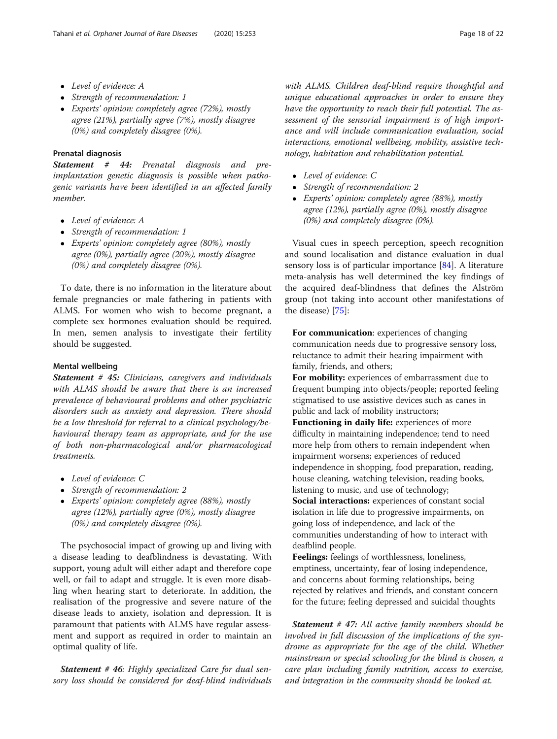- *Level of evidence: A*
- *Strength of recommendation: 1*
- *Experts' opinion: completely agree (72%), mostly agree (21%), partially agree (7%), mostly disagree (0%) and completely disagree (0%).*

#### Prenatal diagnosis

***Statement # 44:*** *Prenatal diagnosis and pre-implantation genetic diagnosis is possible when pathogenic variants have been identified in an affected family member.*

- *Level of evidence: A*
- *Strength of recommendation: 1*
- *Experts' opinion: completely agree (80%), mostly agree (0%), partially agree (20%), mostly disagree (0%) and completely disagree (0%).*

To date, there is no information in the literature about female pregnancies or male fathering in patients with ALMS. For women who wish to become pregnant, a complete sex hormones evaluation should be required. In men, semen analysis to investigate their fertility should be suggested.

#### Mental wellbeing

***Statement # 45:*** *Clinicians, caregivers and individuals with ALMS should be aware that there is an increased prevalence of behavioural problems and other psychiatric disorders such as anxiety and depression. There should be a low threshold for referral to a clinical psychology/behavioural therapy team as appropriate, and for the use of both non-pharmacological and/or pharmacological treatments.*

- *Level of evidence: C*
- *Strength of recommendation: 2*
- *Experts' opinion: completely agree (88%), mostly agree (12%), partially agree (0%), mostly disagree (0%) and completely disagree (0%).*

The psychosocial impact of growing up and living with a disease leading to deafblindness is devastating. With support, young adult will either adapt and therefore cope well, or fail to adapt and struggle. It is even more disabling when hearing start to deteriorate. In addition, the realisation of the progressive and severe nature of the disease leads to anxiety, isolation and depression. It is paramount that patients with ALMS have regular assessment and support as required in order to maintain an optimal quality of life.

***Statement # 46****: Highly specialized Care for dual sensory loss should be considered for deaf-blind individuals with ALMS. Children deaf-blind require thoughtful and unique educational approaches in order to ensure they have the opportunity to reach their full potential. The assessment of the sensorial impairment is of high importance and will include communication evaluation, social interactions, emotional wellbeing, mobility, assistive technology, habitation and rehabilitation potential.*

- *Level of evidence: C*
- *Strength of recommendation: 2*
- *Experts' opinion: completely agree (88%), mostly agree (12%), partially agree (0%), mostly disagree (0%) and completely disagree (0%).*

Visual cues in speech perception, speech recognition and sound localisation and distance evaluation in dual sensory loss is of particular importance [84]. A literature meta-analysis has well determined the key findings of the acquired deaf-blindness that defines the Alström group (not taking into account other manifestations of the disease) [75]:

**For communication**: experiences of changing communication needs due to progressive sensory loss, reluctance to admit their hearing impairment with family, friends, and others;

**For mobility:** experiences of embarrassment due to frequent bumping into objects/people; reported feeling stigmatised to use assistive devices such as canes in public and lack of mobility instructors;

**Functioning in daily life:** experiences of more difficulty in maintaining independence; tend to need more help from others to remain independent when impairment worsens; experiences of reduced independence in shopping, food preparation, reading, house cleaning, watching television, reading books, listening to music, and use of technology;

**Social interactions:** experiences of constant social isolation in life due to progressive impairments, on going loss of independence, and lack of the communities understanding of how to interact with deafblind people.

**Feelings:** feelings of worthlessness, loneliness, emptiness, uncertainty, fear of losing independence, and concerns about forming relationships, being rejected by relatives and friends, and constant concern for the future; feeling depressed and suicidal thoughts

***Statement # 47:*** *All active family members should be involved in full discussion of the implications of the syndrome as appropriate for the age of the child. Whether mainstream or special schooling for the blind is chosen, a care plan including family nutrition, access to exercise, and integration in the community should be looked at.*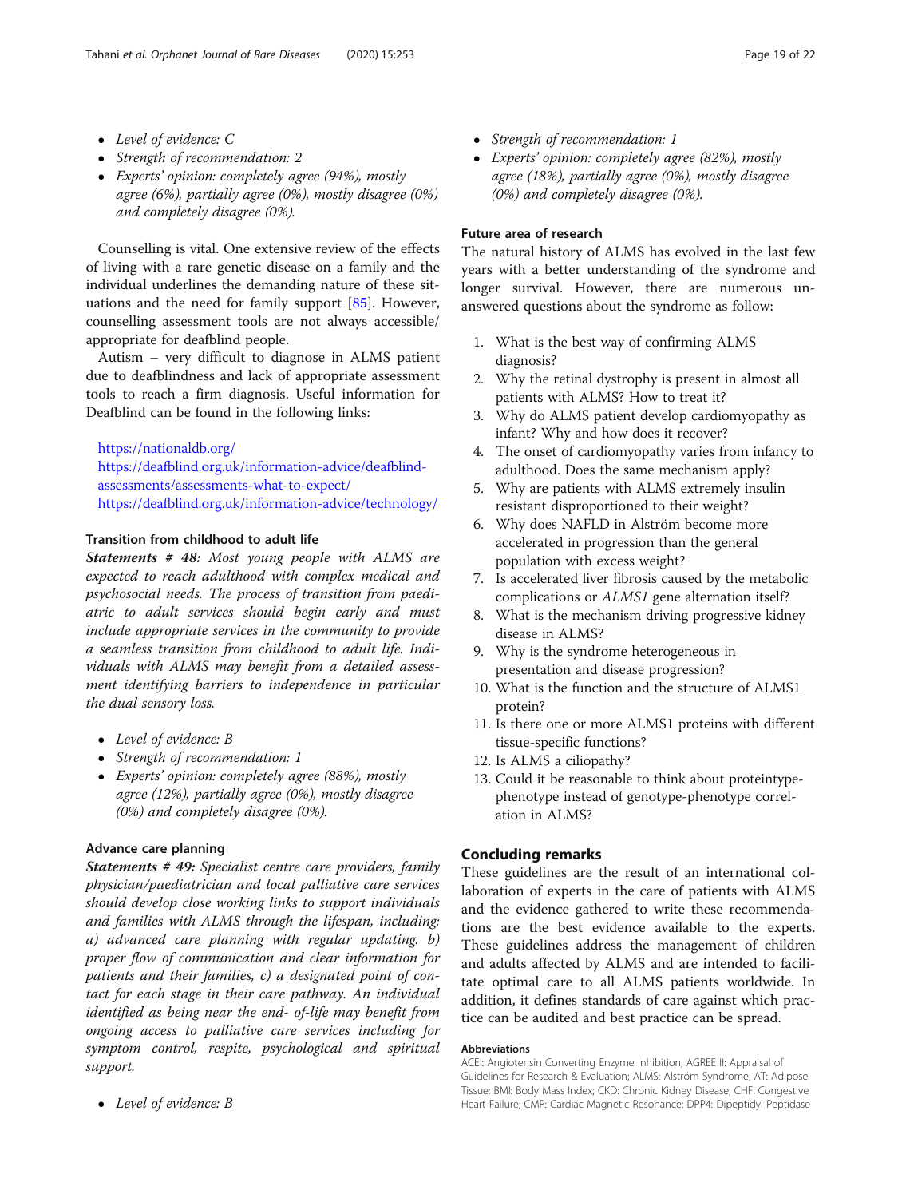- *Level of evidence: C*
- *Strength of recommendation: 2*
- *Experts' opinion: completely agree (94%), mostly agree (6%), partially agree (0%), mostly disagree (0%) and completely disagree (0%).*

Counselling is vital. One extensive review of the effects of living with a rare genetic disease on a family and the individual underlines the demanding nature of these situations and the need for family support [85]. However, counselling assessment tools are not always accessible/appropriate for deafblind people.

Autism – very difficult to diagnose in ALMS patient due to deafblindness and lack of appropriate assessment tools to reach a firm diagnosis. Useful information for Deafblind can be found in the following links:

https://nationaldb.org/
https://deafblind.org.uk/information-advice/deafblind-assessments/assessments-what-to-expect/
https://deafblind.org.uk/information-advice/technology/

### Transition from childhood to adult life

***Statements # 48:*** *Most young people with ALMS are expected to reach adulthood with complex medical and psychosocial needs. The process of transition from paediatric to adult services should begin early and must include appropriate services in the community to provide a seamless transition from childhood to adult life. Individuals with ALMS may benefit from a detailed assessment identifying barriers to independence in particular the dual sensory loss.*

- *Level of evidence: B*
- *Strength of recommendation: 1*
- *Experts' opinion: completely agree (88%), mostly agree (12%), partially agree (0%), mostly disagree (0%) and completely disagree (0%).*

### Advance care planning

***Statements # 49:*** *Specialist centre care providers, family physician/paediatrician and local palliative care services should develop close working links to support individuals and families with ALMS through the lifespan, including: a) advanced care planning with regular updating. b) proper flow of communication and clear information for patients and their families, c) a designated point of contact for each stage in their care pathway. An individual identified as being near the end- of-life may benefit from ongoing access to palliative care services including for symptom control, respite, psychological and spiritual support.*

- *Level of evidence: B*
- *Strength of recommendation: 1*
- *Experts' opinion: completely agree (82%), mostly agree (18%), partially agree (0%), mostly disagree (0%) and completely disagree (0%).*

### Future area of research

The natural history of ALMS has evolved in the last few years with a better understanding of the syndrome and longer survival. However, there are numerous unanswered questions about the syndrome as follow:

1. What is the best way of confirming ALMS diagnosis?
2. Why the retinal dystrophy is present in almost all patients with ALMS? How to treat it?
3. Why do ALMS patient develop cardiomyopathy as infant? Why and how does it recover?
4. The onset of cardiomyopathy varies from infancy to adulthood. Does the same mechanism apply?
5. Why are patients with ALMS extremely insulin resistant disproportioned to their weight?
6. Why does NAFLD in Alström become more accelerated in progression than the general population with excess weight?
7. Is accelerated liver fibrosis caused by the metabolic complications or *ALMS1* gene alternation itself?
8. What is the mechanism driving progressive kidney disease in ALMS?
9. Why is the syndrome heterogeneous in presentation and disease progression?
10. What is the function and the structure of ALMS1 protein?
11. Is there one or more ALMS1 proteins with different tissue-specific functions?
12. Is ALMS a ciliopathy?
13. Could it be reasonable to think about proteintype-phenotype instead of genotype-phenotype correlation in ALMS?

## Concluding remarks

These guidelines are the result of an international collaboration of experts in the care of patients with ALMS and the evidence gathered to write these recommendations are the best evidence available to the experts. These guidelines address the management of children and adults affected by ALMS and are intended to facilitate optimal care to all ALMS patients worldwide. In addition, it defines standards of care against which practice can be audited and best practice can be spread.

#### Abbreviations

ACEI: Angiotensin Converting Enzyme Inhibition; AGREE II: Appraisal of Guidelines for Research & Evaluation; ALMS: Alström Syndrome; AT: Adipose Tissue; BMI: Body Mass Index; CKD: Chronic Kidney Disease; CHF: Congestive Heart Failure; CMR: Cardiac Magnetic Resonance; DPP4: Dipeptidyl Peptidase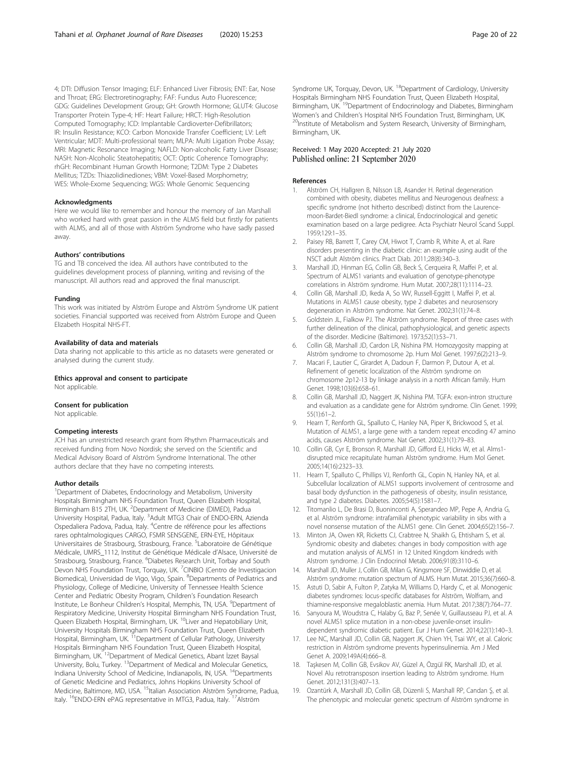4; DTI: Diffusion Tensor Imaging; ELF: Enhanced Liver Fibrosis; ENT: Ear, Nose and Throat; ERG: Electroretinography; FAF: Fundus Auto Fluorescence; GDG: Guidelines Development Group; GH: Growth Hormone; GLUT4: Glucose Transporter Protein Type-4; HF: Heart Failure; HRCT: High-Resolution Computed Tomography; ICD: Implantable Cardioverter-Defibrillators; IR: Insulin Resistance; KCO: Carbon Monoxide Transfer Coefficient; LV: Left Ventricular; MDT: Multi-professional team; MLPA: Multi Ligation Probe Assay; MRI: Magnetic Resonance Imaging; NAFLD: Non-alcoholic Fatty Liver Disease; NASH: Non-Alcoholic Steatohepatitis; OCT: Optic Coherence Tomography; rhGH: Recombinant Human Growth Hormone; T2DM: Type 2 Diabetes Mellitus; TZDs: Thiazolidinediones; VBM: Voxel-Based Morphometry; WES: Whole-Exome Sequencing; WGS: Whole Genomic Sequencing

#### Acknowledgments

Here we would like to remember and honour the memory of Jan Marshall who worked hard with great passion in the ALMS field but firstly for patients with ALMS, and all of those with Alström Syndrome who have sadly passed away.

#### Authors' contributions

TG and TB conceived the idea. All authors have contributed to the guidelines development process of planning, writing and revising of the manuscript. All authors read and approved the final manuscript.

#### Funding

This work was initiated by Alström Europe and Alström Syndrome UK patient societies. Financial supported was received from Alström Europe and Queen Elizabeth Hospital NHS-FT.

#### Availability of data and materials

Data sharing not applicable to this article as no datasets were generated or analysed during the current study.

#### Ethics approval and consent to participate

Not applicable.

#### Consent for publication

Not applicable.

#### Competing interests

JCH has an unrestricted research grant from Rhythm Pharmaceuticals and received funding from Novo Nordisk; she served on the Scientific and Medical Advisory Board of Alström Syndrome International. The other authors declare that they have no competing interests.

#### Author details

[1]Department of Diabetes, Endocrinology and Metabolism, University Hospitals Birmingham NHS Foundation Trust, Queen Elizabeth Hospital, Birmingham B15 2TH, UK. [2]Department of Medicine (DIMED), Padua University Hospital, Padua, Italy. [3]Adult MTG3 Chair of ENDO-ERN, Azienda Ospedaliera Padova, Padua, Italy. [4]Centre de référence pour les affections rares ophtalmologiques CARGO, FSMR SENSGENE, ERN-EYE, Hôpitaux Universitaires de Strasbourg, Strasbourg, France. [5]Laboratoire de Génétique Médicale, UMRS_1112, Institut de Génétique Médicale d'Alsace, Université de Strasbourg, Strasbourg, France. [6]Diabetes Research Unit, Torbay and South Devon NHS Foundation Trust, Torquay, UK. [7]CINBIO (Centro de Investigacion Biomedica), Universidad de Vigo, Vigo, Spain. [8]Departments of Pediatrics and Physiology, College of Medicine, University of Tennessee Health Science Center and Pediatric Obesity Program, Children's Foundation Research Institute, Le Bonheur Children's Hospital, Memphis, TN, USA. [9]Department of Respiratory Medicine, University Hospital Birmingham NHS Foundation Trust, Queen Elizabeth Hospital, Birmingham, UK. [10]Liver and Hepatobiliary Unit, University Hospitals Birmingham NHS Foundation Trust, Queen Elizabeth Hospital, Birmingham, UK. [11]Department of Cellular Pathology, University Hospitals Birmingham NHS Foundation Trust, Queen Elizabeth Hospital, Birmingham, UK. [12]Department of Medical Genetics, Abant Izzet Baysal University, Bolu, Turkey. [13]Department of Medical and Molecular Genetics, Indiana University School of Medicine, Indianapolis, IN, USA. [14]Departments of Genetic Medicine and Pediatrics, Johns Hopkins University School of Medicine, Baltimore, MD, USA. [15]Italian Association Alström Syndrome, Padua, Italy. [16]ENDO-ERN ePAG representative in MTG3, Padua, Italy. [17]Alström Syndrome UK, Torquay, Devon, UK. [18]Department of Cardiology, University Hospitals Birmingham NHS Foundation Trust, Queen Elizabeth Hospital, Birmingham, UK. [19]Department of Endocrinology and Diabetes, Birmingham Women's and Children's Hospital NHS Foundation Trust, Birmingham, UK. [20]Institute of Metabolism and System Research, University of Birmingham, Birmingham, UK.

Received: 1 May 2020 Accepted: 21 July 2020
Published online: 21 September 2020

#### References

1. Alström CH, Hallgren B, Nilsson LB, Asander H. Retinal degeneration combined with obesity, diabetes mellitus and Neurogenous deafness: a specific syndrome (not hitherto described) distinct from the Laurence-moon-Bardet-Biedl syndrome: a clinical, Endocrinological and genetic examination based on a large pedigree. Acta Psychiatr Neurol Scand Suppl. 1959;129:1–35.
2. Paisey RB, Barrett T, Carey CM, Hiwot T, Cramb R, White A, et al. Rare disorders presenting in the diabetic clinic: an example using audit of the NSCT adult Alström clinics. Pract Diab. 2011;28(8):340–3.
3. Marshall JD, Hinman EG, Collin GB, Beck S, Cerqueira R, Maffei P, et al. Spectrum of ALMS1 variants and evaluation of genotype-phenotype correlations in Alström syndrome. Hum Mutat. 2007;28(11):1114–23.
4. Collin GB, Marshall JD, Ikeda A, So WV, Russell-Eggitt I, Maffei P, et al. Mutations in ALMS1 cause obesity, type 2 diabetes and neurosensory degeneration in Alström syndrome. Nat Genet. 2002;31(1):74–8.
5. Goldstein JL, Fialkow PJ. The Alström syndrome. Report of three cases with further delineation of the clinical, pathophysiological, and genetic aspects of the disorder. Medicine (Baltimore). 1973;52(1):53–71.
6. Collin GB, Marshall JD, Cardon LR, Nishina PM. Homozygosity mapping at Alström syndrome to chromosome 2p. Hum Mol Genet. 1997;6(2):213–9.
7. Macari F, Lautier C, Girardet A, Dadoun F, Darmon P, Dutour A, et al. Refinement of genetic localization of the Alström syndrome on chromosome 2p12-13 by linkage analysis in a north African family. Hum Genet. 1998;103(6):658–61.
8. Collin GB, Marshall JD, Naggert JK, Nishina PM. TGFA: exon-intron structure and evaluation as a candidate gene for Alström syndrome. Clin Genet. 1999; 55(1):61–2.
9. Hearn T, Renforth GL, Spalluto C, Hanley NA, Piper K, Brickwood S, et al. Mutation of ALMS1, a large gene with a tandem repeat encoding 47 amino acids, causes Alström syndrome. Nat Genet. 2002;31(1):79–83.
10. Collin GB, Cyr E, Bronson R, Marshall JD, Gifford EJ, Hicks W, et al. Alms1-disrupted mice recapitulate human Alström syndrome. Hum Mol Genet. 2005;14(16):2323–33.
11. Hearn T, Spalluto C, Phillips VJ, Renforth GL, Copin N, Hanley NA, et al. Subcellular localization of ALMS1 supports involvement of centrosome and basal body dysfunction in the pathogenesis of obesity, insulin resistance, and type 2 diabetes. Diabetes. 2005;54(5):1581–7.
12. Titomanlio L, De Brasi D, Buoninconti A, Sperandeo MP, Pepe A, Andria G, et al. Alström syndrome: intrafamilial phenotypic variability in sibs with a novel nonsense mutation of the ALMS1 gene. Clin Genet. 2004;65(2):156–7.
13. Minton JA, Owen KR, Ricketts CJ, Crabtree N, Shaikh G, Ehtisham S, et al. Syndromic obesity and diabetes: changes in body composition with age and mutation analysis of ALMS1 in 12 United Kingdom kindreds with Alstrom syndrome. J Clin Endocrinol Metab. 2006;91(8):3110–6.
14. Marshall JD, Muller J, Collin GB, Milan G, Kingsmore SF, Dinwiddie D, et al. Alström syndrome: mutation spectrum of ALMS. Hum Mutat. 2015;36(7):660–8.
15. Astuti D, Sabir A, Fulton P, Zatyka M, Williams D, Hardy C, et al. Monogenic diabetes syndromes: locus-specific databases for Alström, Wolfram, and thiamine-responsive megaloblastic anemia. Hum Mutat. 2017;38(7):764–77.
16. Sanyoura M, Woudstra C, Halaby G, Baz P, Senée V, Guillausseau PJ, et al. A novel ALMS1 splice mutation in a non-obese juvenile-onset insulin-dependent syndromic diabetic patient. Eur J Hum Genet. 2014;22(1):140–3.
17. Lee NC, Marshall JD, Collin GB, Naggert JK, Chien YH, Tsai WY, et al. Caloric restriction in Alström syndrome prevents hyperinsulinemia. Am J Med Genet A. 2009;149A(4):666–8.
18. Taşkesen M, Collin GB, Evsikov AV, Güzel A, Özgül RK, Marshall JD, et al. Novel Alu retrotransposon insertion leading to Alström syndrome. Hum Genet. 2012;131(3):407–13.
19. Ozantürk A, Marshall JD, Collin GB, Düzenli S, Marshall RP, Candan Ş, et al. The phenotypic and molecular genetic spectrum of Alström syndrome in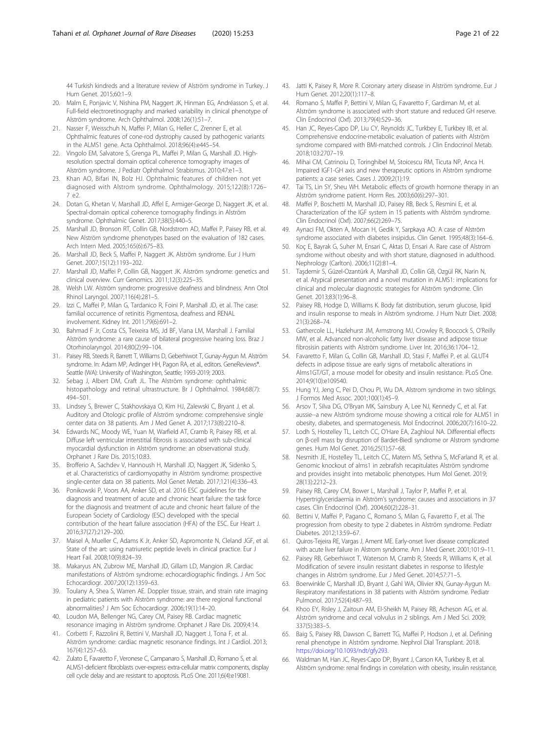44 Turkish kindreds and a literature review of Alström syndrome in Turkey. J Hum Genet. 2015;60:1–9.

20. Malm E, Ponjavic V, Nishina PM, Naggert JK, Hinman EG, Andréasson S, et al. Full-field electroretinography and marked variability in clinical phenotype of Alström syndrome. Arch Ophthalmol. 2008;126(1):51–7.
21. Nasser F, Weisschuh N, Maffei P, Milan G, Heller C, Zrenner E, et al. Ophthalmic features of cone-rod dystrophy caused by pathogenic variants in the ALMS1 gene. Acta Ophthalmol. 2018;96(4):e445–54.
22. Vingolo EM, Salvatore S, Grenga PL, Maffei P, Milan G, Marshall JD. High-resolution spectral domain optical coherence tomography images of Alström syndrome. J Pediatr Ophthalmol Strabismus. 2010;47:e1–3.
23. Khan AO, Bifari IN, Bolz HJ. Ophthalmic features of children not yet diagnosed with Alstrom syndrome. Ophthalmology. 2015;122(8):1726–7 e2.
24. Dotan G, Khetan V, Marshall JD, Affel E, Armiger-George D, Naggert JK, et al. Spectral-domain optical coherence tomography findings in Alström syndrome. Ophthalmic Genet. 2017;38(5):440–5.
25. Marshall JD, Bronson RT, Collin GB, Nordstrom AD, Maffei P, Paisey RB, et al. New Alström syndrome phenotypes based on the evaluation of 182 cases. Arch Intern Med. 2005;165(6):675–83.
26. Marshall JD, Beck S, Maffei P, Naggert JK. Alström syndrome. Eur J Hum Genet. 2007;15(12):1193–202.
27. Marshall JD, Maffei P, Collin GB, Naggert JK. Alström syndrome: genetics and clinical overview. Curr Genomics. 2011;12(3):225–35.
28. Welsh LW. Alström syndrome: progressive deafness and blindness. Ann Otol Rhinol Laryngol. 2007;116(4):281–5.
29. Izzi C, Maffei P, Milan G, Tardanico R, Foini P, Marshall JD, et al. The case: familial occurrence of retinitis Pigmentosa, deafness and RENAL involvement. Kidney Int. 2011;79(6):691–2.
30. Bahmad F Jr, Costa CS, Teixeira MS, Jd BF, Viana LM, Marshall J. Familial Alström syndrome: a rare cause of bilateral progressive hearing loss. Braz J Otorhinolaryngol. 2014;80(2):99–104.
31. Paisey RB, Steeds R, Barrett T, Williams D, Geberhiwot T, Gunay-Aygun M. Alström syndrome. In: Adam MP, Ardinger HH, Pagon RA, et al., editors. GeneReviews®. Seattle (WA): University of Washington, Seattle; 1993-2019; 2003.
32. Sebag J, Albert DM, Craft JL. The Alström syndrome: ophthalmic histopathology and retinal ultrastructure. Br J Ophthalmol. 1984;68(7):494–501.
33. Lindsey S, Brewer C, Stakhovskaya O, Kim HJ, Zalewski C, Bryant J, et al. Auditory and Otologic profile of Alström syndrome: comprehensive single center data on 38 patients. Am J Med Genet A. 2017;173(8):2210–8.
34. Edwards NC, Moody WE, Yuan M, Warfield AT, Cramb R, Paisey RB, et al. Diffuse left ventricular interstitial fibrosis is associated with sub-clinical myocardial dysfunction in Alström syndrome: an observational study. Orphanet J Rare Dis. 2015;10:83.
35. Brofferio A, Sachdev V, Hannoush H, Marshall JD, Naggert JK, Sidenko S, et al. Characteristics of cardiomyopathy in Alström syndrome: prospective single-center data on 38 patients. Mol Genet Metab. 2017;121(4):336–43.
36. Ponikowski P, Voors AA, Anker SD, et al. 2016 ESC guidelines for the diagnosis and treatment of acute and chronic heart failure: the task force for the diagnosis and treatment of acute and chronic heart failure of the European Society of Cardiology (ESC) developed with the special contribution of the heart failure association (HFA) of the ESC. Eur Heart J. 2016;37(27):2129–200.
37. Maisel A, Mueller C, Adams K Jr, Anker SD, Aspromonte N, Cleland JGF, et al. State of the art: using natriuretic peptide levels in clinical practice. Eur J Heart Fail. 2008;10(9):824–39.
38. Makaryus AN, Zubrow ME, Marshall JD, Gillam LD, Mangion JR. Cardiac manifestations of Alström syndrome: echocardiographic findings. J Am Soc Echocardiogr. 2007;20(12):1359–63.
39. Toulany A, Shea S, Warren AE. Doppler tissue, strain, and strain rate imaging in pediatric patients with Alström syndrome: are there regional functional abnormalities? J Am Soc Echocardiogr. 2006;19(1):14–20.
40. Loudon MA, Bellenger NG, Carey CM, Paisey RB. Cardiac magnetic resonance imaging in Alström syndrome. Orphanet J Rare Dis. 2009;4:14.
41. Corbetti F, Razzolini R, Bettini V, Marshall JD, Naggert J, Tona F, et al. Alström syndrome: cardiac magnetic resonance findings. Int J Cardiol. 2013;167(4):1257–63.
42. Zulato E, Favaretto F, Veronese C, Campanaro S, Marshall JD, Romano S, et al. ALMS1-deficient fibroblasts over-express extra-cellular matrix components, display cell cycle delay and are resistant to apoptosis. PLoS One. 2011;6(4):e19081.
43. Jatti K, Paisey R, More R. Coronary artery disease in Alström syndrome. Eur J Hum Genet. 2012;20(1):117–8.
44. Romano S, Maffei P, Bettini V, Milan G, Favaretto F, Gardiman M, et al. Alström syndrome is associated with short stature and reduced GH reserve. Clin Endocrinol (Oxf). 2013;79(4):529–36.
45. Han JC, Reyes-Capo DP, Liu CY, Reynolds JC, Turkbey E, Turkbey IB, et al. Comprehensive endocrine-metabolic evaluation of patients with Alström syndrome compared with BMI-matched controls. J Clin Endocrinol Metab. 2018;103:2707–19.
46. Mihai CM, Catrinoiu D, Toringhibel M, Stoicescu RM, Ticuta NP, Anca H. Impaired IGF1-GH axis and new therapeutic options in Alström syndrome patients: a case series. Cases J. 2009;2(1):19.
47. Tai TS, Lin SY, Sheu WH. Metabolic effects of growth hormone therapy in an Alström syndrome patient. Horm Res. 2003;60(6):297–301.
48. Maffei P, Boschetti M, Marshall JD, Paisey RB, Beck S, Resmini E, et al. Characterization of the IGF system in 15 patients with Alström syndrome. Clin Endocrinol (Oxf). 2007;66(2):269–75.
49. Aynaci FM, Okten A, Mocan H, Gedik Y, Sarpkaya AO. A case of Alström syndrome associated with diabetes insipidus. Clin Genet. 1995;48(3):164–6.
50. Koç E, Bayrak G, Suher M, Ensari C, Aktas D, Ensari A. Rare case of Alstrom syndrome without obesity and with short stature, diagnosed in adulthood. Nephrology (Carlton). 2006;11(2):81–4.
51. Taşdemir S, Güzel-Ozantürk A, Marshall JD, Collin GB, Ozgül RK, Narin N, et al. Atypical presentation and a novel mutation in ALMS1: implications for clinical and molecular diagnostic strategies for Alström syndrome. Clin Genet. 2013;83(1):96–8.
52. Paisey RB, Hodge D, Williams K. Body fat distribution, serum glucose, lipid and insulin response to meals in Alström syndrome. J Hum Nutr Diet. 2008;21(3):268–74.
53. Gathercole LL, Hazlehurst JM, Armstrong MJ, Crowley R, Boocock S, O'Reilly MW, et al. Advanced non-alcoholic fatty liver disease and adipose tissue fibrosisin patients with Alström syndrome. Liver Int. 2016;36:1704–12.
54. Favaretto F, Milan G, Collin GB, Marshall JD, Stasi F, Maffei P, et al. GLUT4 defects in adipose tissue are early signs of metabolic alterations in Alms1GT/GT, a mouse model for obesity and insulin resistance. PLoS One. 2014;9(10):e109540.
55. Hung YJ, Jeng C, Pei D, Chou PI, Wu DA. Alstrom syndrome in two siblings. J Formos Med Assoc. 2001;100(1):45–9.
56. Arsov T, Silva DG, O'Bryan MK, Sainsbury A, Lee NJ, Kennedy C, et al. Fat aussie--a new Alström syndrome mouse showing a critical role for ALMS1 in obesity, diabetes, and spermatogenesis. Mol Endocrinol. 2006;20(7):1610–22.
57. Lodh S, Hostelley TL, Leitch CC, O'Hare EA, Zaghloul NA. Differential effects on β-cell mass by disruption of Bardet-Biedl syndrome or Alstrom syndrome genes. Hum Mol Genet. 2016;25(1):57–68.
58. Nesmith JE, Hostelley TL, Leitch CC, Matern MS, Sethna S, McFarland R, et al. Genomic knockout of alms1 in zebrafish recapitulates Alström syndrome and provides insight into metabolic phenotypes. Hum Mol Genet. 2019;28(13):2212–23.
59. Paisey RB, Carey CM, Bower L, Marshall J, Taylor P, Maffei P, et al. Hypertriglyceridaemia in Alström's syndrome: causes and associations in 37 cases. Clin Endocrinol (Oxf). 2004;60(2):228–31.
60. Bettini V, Maffei P, Pagano C, Romano S, Milan G, Favaretto F, et al. The progression from obesity to type 2 diabetes in Alström syndrome. Pediatr Diabetes. 2012;13:59–67.
61. Quiros-Tejeira RE, Vargas J, Ament ME. Early-onset liver disease complicated with acute liver failure in Alstrom syndrome. Am J Med Genet. 2001;101:9–11.
62. Paisey RB, Geberhiwot T, Waterson M, Cramb R, Steeds R, Williams K, et al. Modification of severe insulin resistant diabetes in response to lifestyle changes in Alström syndrome. Eur J Med Genet. 2014;57:71–5.
63. Boerwinkle C, Marshall JD, Bryant J, Gahl WA, Olivier KN, Gunay-Aygun M. Respiratory manifestations in 38 patients with Alström syndrome. Pediatr Pulmonol. 2017;52(4):487–93.
64. Khoo EY, Risley J, Zaitoun AM, El-Sheikh M, Paisey RB, Acheson AG, et al. Alström syndrome and cecal volvulus in 2 siblings. Am J Med Sci. 2009;337(5):383–5.
65. Baig S, Paisey RB, Dawson C, Barrett TG, Maffei P, Hodson J, et al. Defining renal phenotype in Alström syndrome. Nephrol Dial Transplant. 2018. https://doi.org/10.1093/ndt/gfy293.
66. Waldman M, Han JC, Reyes-Capo DP, Bryant J, Carson KA, Turkbey B, et al. Alström syndrome: renal findings in correlation with obesity, insulin resistance,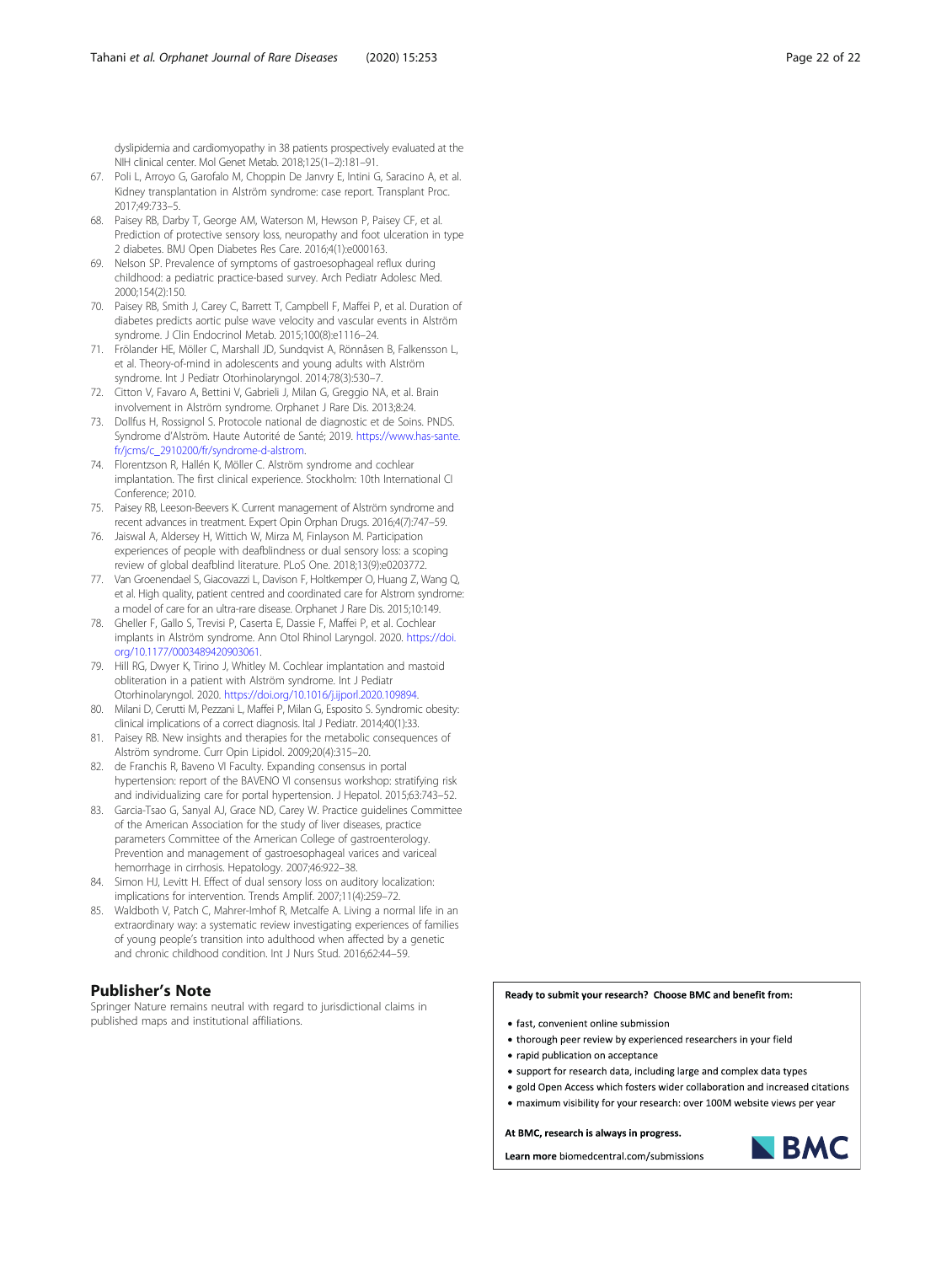dyslipidemia and cardiomyopathy in 38 patients prospectively evaluated at the NIH clinical center. Mol Genet Metab. 2018;125(1–2):181–91.

67. Poli L, Arroyo G, Garofalo M, Choppin De Janvry E, Intini G, Saracino A, et al. Kidney transplantation in Alström syndrome: case report. Transplant Proc. 2017;49:733–5.
68. Paisey RB, Darby T, George AM, Waterson M, Hewson P, Paisey CF, et al. Prediction of protective sensory loss, neuropathy and foot ulceration in type 2 diabetes. BMJ Open Diabetes Res Care. 2016;4(1):e000163.
69. Nelson SP. Prevalence of symptoms of gastroesophageal reflux during childhood: a pediatric practice-based survey. Arch Pediatr Adolesc Med. 2000;154(2):150.
70. Paisey RB, Smith J, Carey C, Barrett T, Campbell F, Maffei P, et al. Duration of diabetes predicts aortic pulse wave velocity and vascular events in Alström syndrome. J Clin Endocrinol Metab. 2015;100(8):e1116–24.
71. Frölander HE, Möller C, Marshall JD, Sundqvist A, Rönnåsen B, Falkensson L, et al. Theory-of-mind in adolescents and young adults with Alström syndrome. Int J Pediatr Otorhinolaryngol. 2014;78(3):530–7.
72. Citton V, Favaro A, Bettini V, Gabrieli J, Milan G, Greggio NA, et al. Brain involvement in Alström syndrome. Orphanet J Rare Dis. 2013;8:24.
73. Dollfus H, Rossignol S. Protocole national de diagnostic et de Soins. PNDS. Syndrome d'Alström. Haute Autorité de Santé; 2019. https://www.has-sante.fr/jcms/c_2910200/fr/syndrome-d-alstrom.
74. Florentzson R, Hallén K, Möller C. Alström syndrome and cochlear implantation. The first clinical experience. Stockholm: 10th International CI Conference; 2010.
75. Paisey RB, Leeson-Beevers K. Current management of Alström syndrome and recent advances in treatment. Expert Opin Orphan Drugs. 2016;4(7):747–59.
76. Jaiswal A, Aldersey H, Wittich W, Mirza M, Finlayson M. Participation experiences of people with deafblindness or dual sensory loss: a scoping review of global deafblind literature. PLoS One. 2018;13(9):e0203772.
77. Van Groenendael S, Giacovazzi L, Davison F, Holtkemper O, Huang Z, Wang Q, et al. High quality, patient centred and coordinated care for Alstrom syndrome: a model of care for an ultra-rare disease. Orphanet J Rare Dis. 2015;10:149.
78. Gheller F, Gallo S, Trevisi P, Caserta E, Dassie F, Maffei P, et al. Cochlear implants in Alström syndrome. Ann Otol Rhinol Laryngol. 2020. https://doi.org/10.1177/0003489420903061.
79. Hill RG, Dwyer K, Tirino J, Whitley M. Cochlear implantation and mastoid obliteration in a patient with Alström syndrome. Int J Pediatr Otorhinolaryngol. 2020. https://doi.org/10.1016/j.ijporl.2020.109894.
80. Milani D, Cerutti M, Pezzani L, Maffei P, Milan G, Esposito S. Syndromic obesity: clinical implications of a correct diagnosis. Ital J Pediatr. 2014;40(1):33.
81. Paisey RB. New insights and therapies for the metabolic consequences of Alström syndrome. Curr Opin Lipidol. 2009;20(4):315–20.
82. de Franchis R, Baveno VI Faculty. Expanding consensus in portal hypertension: report of the BAVENO VI consensus workshop: stratifying risk and individualizing care for portal hypertension. J Hepatol. 2015;63:743–52.
83. Garcia-Tsao G, Sanyal AJ, Grace ND, Carey W. Practice guidelines Committee of the American Association for the study of liver diseases, practice parameters Committee of the American College of gastroenterology. Prevention and management of gastroesophageal varices and variceal hemorrhage in cirrhosis. Hepatology. 2007;46:922–38.
84. Simon HJ, Levitt H. Effect of dual sensory loss on auditory localization: implications for intervention. Trends Amplif. 2007;11(4):259–72.
85. Waldboth V, Patch C, Mahrer-Imhof R, Metcalfe A. Living a normal life in an extraordinary way: a systematic review investigating experiences of families of young people's transition into adulthood when affected by a genetic and chronic childhood condition. Int J Nurs Stud. 2016;62:44–59.

## Publisher's Note

Springer Nature remains neutral with regard to jurisdictional claims in published maps and institutional affiliations.

**Ready to submit your research? Choose BMC and benefit from:**

- fast, convenient online submission
- thorough peer review by experienced researchers in your field
- rapid publication on acceptance
- support for research data, including large and complex data types
- gold Open Access which fosters wider collaboration and increased citations
- maximum visibility for your research: over 100M website views per year

**At BMC, research is always in progress.**

**Learn more** biomedcentral.com/submissions

BMC